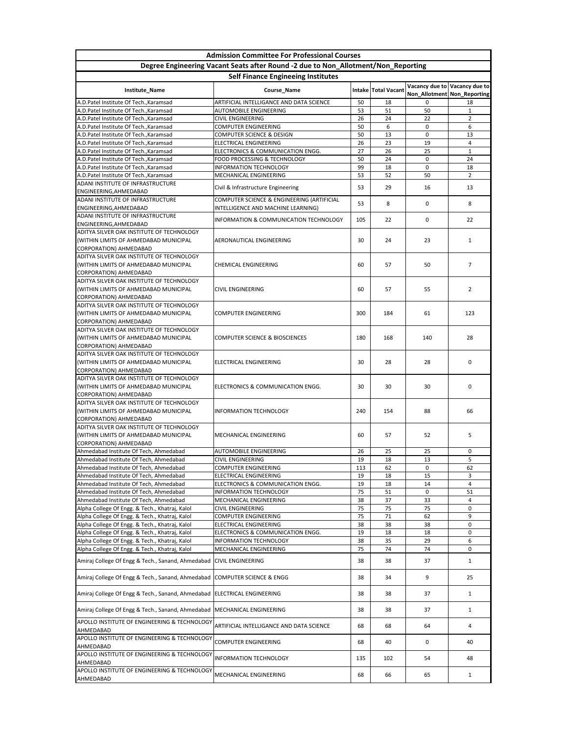# Admission Committee For Professional Courses

## Degree Engineering Vacant Seats after Round -2 due to Non_Allotment/Non_Reporting

### Self Finance Engineeing Institutes

| Institute_Name | Course_Name | Intake | Total Vacant | Vacancy due to Non_Allotment | Vacancy due to Non_Reporting |
|---|---|---|---|---|---|
| A.D.Patel Institute Of Tech.,Karamsad | ARTIFICIAL INTELLIGANCE AND DATA SCIENCE | 50 | 18 | 0 | 18 |
| A.D.Patel Institute Of Tech.,Karamsad | AUTOMOBILE ENGINEERING | 53 | 51 | 50 | 1 |
| A.D.Patel Institute Of Tech.,Karamsad | CIVIL ENGINEERING | 26 | 24 | 22 | 2 |
| A.D.Patel Institute Of Tech.,Karamsad | COMPUTER ENGINEERING | 50 | 6 | 0 | 6 |
| A.D.Patel Institute Of Tech.,Karamsad | COMPUTER SCIENCE & DESIGN | 50 | 13 | 0 | 13 |
| A.D.Patel Institute Of Tech.,Karamsad | ELECTRICAL ENGINEERING | 26 | 23 | 19 | 4 |
| A.D.Patel Institute Of Tech.,Karamsad | ELECTRONICS & COMMUNICATION ENGG. | 27 | 26 | 25 | 1 |
| A.D.Patel Institute Of Tech.,Karamsad | FOOD PROCESSING & TECHNOLOGY | 50 | 24 | 0 | 24 |
| A.D.Patel Institute Of Tech.,Karamsad | INFORMATION TECHNOLOGY | 99 | 18 | 0 | 18 |
| A.D.Patel Institute Of Tech.,Karamsad | MECHANICAL ENGINEERING | 53 | 52 | 50 | 2 |
| ADANI INSTITUTE OF INFRASTRUCTURE ENGINEERING,AHMEDABAD | Civil & Infrastructure Engineering | 53 | 29 | 16 | 13 |
| ADANI INSTITUTE OF INFRASTRUCTURE ENGINEERING,AHMEDABAD | COMPUTER SCIENCE & ENGINEERING (ARTIFICIAL INTELLIGENCE AND MACHINE LEARNING) | 53 | 8 | 0 | 8 |
| ADANI INSTITUTE OF INFRASTRUCTURE ENGINEERING,AHMEDABAD | INFORMATION & COMMUNICATION TECHNOLOGY | 105 | 22 | 0 | 22 |
| ADITYA SILVER OAK INSTITUTE OF TECHNOLOGY (WITHIN LIMITS OF AHMEDABAD MUNICIPAL CORPORATION) AHMEDABAD | AERONAUTICAL ENGINEERING | 30 | 24 | 23 | 1 |
| ADITYA SILVER OAK INSTITUTE OF TECHNOLOGY (WITHIN LIMITS OF AHMEDABAD MUNICIPAL CORPORATION) AHMEDABAD | CHEMICAL ENGINEERING | 60 | 57 | 50 | 7 |
| ADITYA SILVER OAK INSTITUTE OF TECHNOLOGY (WITHIN LIMITS OF AHMEDABAD MUNICIPAL CORPORATION) AHMEDABAD | CIVIL ENGINEERING | 60 | 57 | 55 | 2 |
| ADITYA SILVER OAK INSTITUTE OF TECHNOLOGY (WITHIN LIMITS OF AHMEDABAD MUNICIPAL CORPORATION) AHMEDABAD | COMPUTER ENGINEERING | 300 | 184 | 61 | 123 |
| ADITYA SILVER OAK INSTITUTE OF TECHNOLOGY (WITHIN LIMITS OF AHMEDABAD MUNICIPAL CORPORATION) AHMEDABAD | COMPUTER SCIENCE & BIOSCIENCES | 180 | 168 | 140 | 28 |
| ADITYA SILVER OAK INSTITUTE OF TECHNOLOGY (WITHIN LIMITS OF AHMEDABAD MUNICIPAL CORPORATION) AHMEDABAD | ELECTRICAL ENGINEERING | 30 | 28 | 28 | 0 |
| ADITYA SILVER OAK INSTITUTE OF TECHNOLOGY (WITHIN LIMITS OF AHMEDABAD MUNICIPAL CORPORATION) AHMEDABAD | ELECTRONICS & COMMUNICATION ENGG. | 30 | 30 | 30 | 0 |
| ADITYA SILVER OAK INSTITUTE OF TECHNOLOGY (WITHIN LIMITS OF AHMEDABAD MUNICIPAL CORPORATION) AHMEDABAD | INFORMATION TECHNOLOGY | 240 | 154 | 88 | 66 |
| ADITYA SILVER OAK INSTITUTE OF TECHNOLOGY (WITHIN LIMITS OF AHMEDABAD MUNICIPAL CORPORATION) AHMEDABAD | MECHANICAL ENGINEERING | 60 | 57 | 52 | 5 |
| Ahmedabad Institute Of Tech, Ahmedabad | AUTOMOBILE ENGINEERING | 26 | 25 | 25 | 0 |
| Ahmedabad Institute Of Tech, Ahmedabad | CIVIL ENGINEERING | 19 | 18 | 13 | 5 |
| Ahmedabad Institute Of Tech, Ahmedabad | COMPUTER ENGINEERING | 113 | 62 | 0 | 62 |
| Ahmedabad Institute Of Tech, Ahmedabad | ELECTRICAL ENGINEERING | 19 | 18 | 15 | 3 |
| Ahmedabad Institute Of Tech, Ahmedabad | ELECTRONICS & COMMUNICATION ENGG. | 19 | 18 | 14 | 4 |
| Ahmedabad Institute Of Tech, Ahmedabad | INFORMATION TECHNOLOGY | 75 | 51 | 0 | 51 |
| Ahmedabad Institute Of Tech, Ahmedabad | MECHANICAL ENGINEERING | 38 | 37 | 33 | 4 |
| Alpha College Of Engg. & Tech., Khatraj, Kalol | CIVIL ENGINEERING | 75 | 75 | 75 | 0 |
| Alpha College Of Engg. & Tech., Khatraj, Kalol | COMPUTER ENGINEERING | 75 | 71 | 62 | 9 |
| Alpha College Of Engg. & Tech., Khatraj, Kalol | ELECTRICAL ENGINEERING | 38 | 38 | 38 | 0 |
| Alpha College Of Engg. & Tech., Khatraj, Kalol | ELECTRONICS & COMMUNICATION ENGG. | 19 | 18 | 18 | 0 |
| Alpha College Of Engg. & Tech., Khatraj, Kalol | INFORMATION TECHNOLOGY | 38 | 35 | 29 | 6 |
| Alpha College Of Engg. & Tech., Khatraj, Kalol | MECHANICAL ENGINEERING | 75 | 74 | 74 | 0 |
| Amiraj College Of Engg & Tech., Sanand, Ahmedabad | CIVIL ENGINEERING | 38 | 38 | 37 | 1 |
| Amiraj College Of Engg & Tech., Sanand, Ahmedabad | COMPUTER SCIENCE & ENGG | 38 | 34 | 9 | 25 |
| Amiraj College Of Engg & Tech., Sanand, Ahmedabad | ELECTRICAL ENGINEERING | 38 | 38 | 37 | 1 |
| Amiraj College Of Engg & Tech., Sanand, Ahmedabad | MECHANICAL ENGINEERING | 38 | 38 | 37 | 1 |
| APOLLO INSTITUTE OF ENGINEERING & TECHNOLOGY AHMEDABAD | ARTIFICIAL INTELLIGANCE AND DATA SCIENCE | 68 | 68 | 64 | 4 |
| APOLLO INSTITUTE OF ENGINEERING & TECHNOLOGY AHMEDABAD | COMPUTER ENGINEERING | 68 | 40 | 0 | 40 |
| APOLLO INSTITUTE OF ENGINEERING & TECHNOLOGY AHMEDABAD | INFORMATION TECHNOLOGY | 135 | 102 | 54 | 48 |
| APOLLO INSTITUTE OF ENGINEERING & TECHNOLOGY AHMEDABAD | MECHANICAL ENGINEERING | 68 | 66 | 65 | 1 |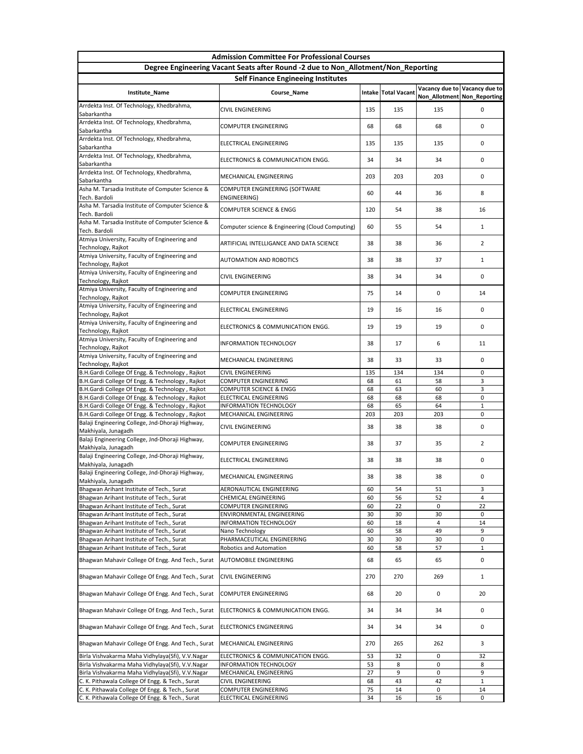## Admission Committee For Professional Courses

### Degree Engineering Vacant Seats after Round -2 due to Non_Allotment/Non_Reporting

### Self Finance Engineeing Institutes

| Institute_Name | Course_Name | Intake | Total Vacant | Vacancy due to Non_Allotment | Vacancy due to Non_Reporting |
|---|---|---|---|---|---|
| Arrdekta Inst. Of Technology, Khedbrahma, Sabarkantha | CIVIL ENGINEERING | 135 | 135 | 135 | 0 |
| Arrdekta Inst. Of Technology, Khedbrahma, Sabarkantha | COMPUTER ENGINEERING | 68 | 68 | 68 | 0 |
| Arrdekta Inst. Of Technology, Khedbrahma, Sabarkantha | ELECTRICAL ENGINEERING | 135 | 135 | 135 | 0 |
| Arrdekta Inst. Of Technology, Khedbrahma, Sabarkantha | ELECTRONICS & COMMUNICATION ENGG. | 34 | 34 | 34 | 0 |
| Arrdekta Inst. Of Technology, Khedbrahma, Sabarkantha | MECHANICAL ENGINEERING | 203 | 203 | 203 | 0 |
| Asha M. Tarsadia Institute of Computer Science & Tech. Bardoli | COMPUTER ENGINEERING (SOFTWARE ENGINEERING) | 60 | 44 | 36 | 8 |
| Asha M. Tarsadia Institute of Computer Science & Tech. Bardoli | COMPUTER SCIENCE & ENGG | 120 | 54 | 38 | 16 |
| Asha M. Tarsadia Institute of Computer Science & Tech. Bardoli | Computer science & Engineering (Cloud Computing) | 60 | 55 | 54 | 1 |
| Atmiya University, Faculty of Engineering and Technology, Rajkot | ARTIFICIAL INTELLIGANCE AND DATA SCIENCE | 38 | 38 | 36 | 2 |
| Atmiya University, Faculty of Engineering and Technology, Rajkot | AUTOMATION AND ROBOTICS | 38 | 38 | 37 | 1 |
| Atmiya University, Faculty of Engineering and Technology, Rajkot | CIVIL ENGINEERING | 38 | 34 | 34 | 0 |
| Atmiya University, Faculty of Engineering and Technology, Rajkot | COMPUTER ENGINEERING | 75 | 14 | 0 | 14 |
| Atmiya University, Faculty of Engineering and Technology, Rajkot | ELECTRICAL ENGINEERING | 19 | 16 | 16 | 0 |
| Atmiya University, Faculty of Engineering and Technology, Rajkot | ELECTRONICS & COMMUNICATION ENGG. | 19 | 19 | 19 | 0 |
| Atmiya University, Faculty of Engineering and Technology, Rajkot | INFORMATION TECHNOLOGY | 38 | 17 | 6 | 11 |
| Atmiya University, Faculty of Engineering and Technology, Rajkot | MECHANICAL ENGINEERING | 38 | 33 | 33 | 0 |
| B.H.Gardi College Of Engg. & Technology , Rajkot | CIVIL ENGINEERING | 135 | 134 | 134 | 0 |
| B.H.Gardi College Of Engg. & Technology , Rajkot | COMPUTER ENGINEERING | 68 | 61 | 58 | 3 |
| B.H.Gardi College Of Engg. & Technology , Rajkot | COMPUTER SCIENCE & ENGG | 68 | 63 | 60 | 3 |
| B.H.Gardi College Of Engg. & Technology , Rajkot | ELECTRICAL ENGINEERING | 68 | 68 | 68 | 0 |
| B.H.Gardi College Of Engg. & Technology , Rajkot | INFORMATION TECHNOLOGY | 68 | 65 | 64 | 1 |
| B.H.Gardi College Of Engg. & Technology , Rajkot | MECHANICAL ENGINEERING | 203 | 203 | 203 | 0 |
| Balaji Engineering College, Jnd-Dhoraji Highway, Makhiyala, Junagadh | CIVIL ENGINEERING | 38 | 38 | 38 | 0 |
| Balaji Engineering College, Jnd-Dhoraji Highway, Makhiyala, Junagadh | COMPUTER ENGINEERING | 38 | 37 | 35 | 2 |
| Balaji Engineering College, Jnd-Dhoraji Highway, Makhiyala, Junagadh | ELECTRICAL ENGINEERING | 38 | 38 | 38 | 0 |
| Balaji Engineering College, Jnd-Dhoraji Highway, Makhiyala, Junagadh | MECHANICAL ENGINEERING | 38 | 38 | 38 | 0 |
| Bhagwan Arihant Institute of Tech., Surat | AERONAUTICAL ENGINEERING | 60 | 54 | 51 | 3 |
| Bhagwan Arihant Institute of Tech., Surat | CHEMICAL ENGINEERING | 60 | 56 | 52 | 4 |
| Bhagwan Arihant Institute of Tech., Surat | COMPUTER ENGINEERING | 60 | 22 | 0 | 22 |
| Bhagwan Arihant Institute of Tech., Surat | ENVIRONMENTAL ENGINEERING | 30 | 30 | 30 | 0 |
| Bhagwan Arihant Institute of Tech., Surat | INFORMATION TECHNOLOGY | 60 | 18 | 4 | 14 |
| Bhagwan Arihant Institute of Tech., Surat | Nano Technology | 60 | 58 | 49 | 9 |
| Bhagwan Arihant Institute of Tech., Surat | PHARMACEUTICAL ENGINEERING | 30 | 30 | 30 | 0 |
| Bhagwan Arihant Institute of Tech., Surat | Robotics and Automation | 60 | 58 | 57 | 1 |
| Bhagwan Mahavir College Of Engg. And Tech., Surat | AUTOMOBILE ENGINEERING | 68 | 65 | 65 | 0 |
| Bhagwan Mahavir College Of Engg. And Tech., Surat | CIVIL ENGINEERING | 270 | 270 | 269 | 1 |
| Bhagwan Mahavir College Of Engg. And Tech., Surat | COMPUTER ENGINEERING | 68 | 20 | 0 | 20 |
| Bhagwan Mahavir College Of Engg. And Tech., Surat | ELECTRONICS & COMMUNICATION ENGG. | 34 | 34 | 34 | 0 |
| Bhagwan Mahavir College Of Engg. And Tech., Surat | ELECTRONICS ENGINEERING | 34 | 34 | 34 | 0 |
| Bhagwan Mahavir College Of Engg. And Tech., Surat | MECHANICAL ENGINEERING | 270 | 265 | 262 | 3 |
| Birla Vishvakarma Maha Vidhylaya(Sfi), V.V.Nagar | ELECTRONICS & COMMUNICATION ENGG. | 53 | 32 | 0 | 32 |
| Birla Vishvakarma Maha Vidhylaya(Sfi), V.V.Nagar | INFORMATION TECHNOLOGY | 53 | 8 | 0 | 8 |
| Birla Vishvakarma Maha Vidhylaya(Sfi), V.V.Nagar | MECHANICAL ENGINEERING | 27 | 9 | 0 | 9 |
| C. K. Pithawala College Of Engg. & Tech., Surat | CIVIL ENGINEERING | 68 | 43 | 42 | 1 |
| C. K. Pithawala College Of Engg. & Tech., Surat | COMPUTER ENGINEERING | 75 | 14 | 0 | 14 |
| C. K. Pithawala College Of Engg. & Tech., Surat | ELECTRICAL ENGINEERING | 34 | 16 | 16 | 0 |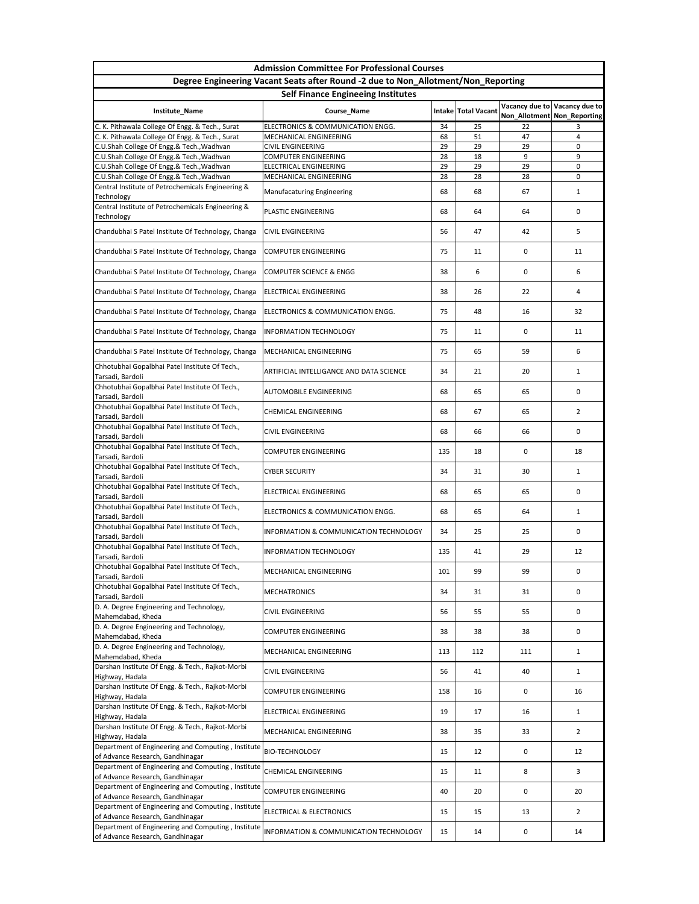# Admission Committee For Professional Courses

## Degree Engineering Vacant Seats after Round -2 due to Non_Allotment/Non_Reporting

### Self Finance Engineeing Institutes

| Institute_Name | Course_Name | Intake | Total Vacant | Vacancy due to Non_Allotment | Vacancy due to Non_Reporting |
|---|---|---|---|---|---|
| C. K. Pithawala College Of Engg. & Tech., Surat | ELECTRONICS & COMMUNICATION ENGG. | 34 | 25 | 22 | 3 |
| C. K. Pithawala College Of Engg. & Tech., Surat | MECHANICAL ENGINEERING | 68 | 51 | 47 | 4 |
| C.U.Shah College Of Engg.& Tech.,Wadhvan | CIVIL ENGINEERING | 29 | 29 | 29 | 0 |
| C.U.Shah College Of Engg.& Tech.,Wadhvan | COMPUTER ENGINEERING | 28 | 18 | 9 | 9 |
| C.U.Shah College Of Engg.& Tech.,Wadhvan | ELECTRICAL ENGINEERING | 29 | 29 | 29 | 0 |
| C.U.Shah College Of Engg.& Tech.,Wadhvan | MECHANICAL ENGINEERING | 28 | 28 | 28 | 0 |
| Central Institute of Petrochemicals Engineering & Technology | Manufacaturing Engineering | 68 | 68 | 67 | 1 |
| Central Institute of Petrochemicals Engineering & Technology | PLASTIC ENGINEERING | 68 | 64 | 64 | 0 |
| Chandubhai S Patel Institute Of Technology, Changa | CIVIL ENGINEERING | 56 | 47 | 42 | 5 |
| Chandubhai S Patel Institute Of Technology, Changa | COMPUTER ENGINEERING | 75 | 11 | 0 | 11 |
| Chandubhai S Patel Institute Of Technology, Changa | COMPUTER SCIENCE & ENGG | 38 | 6 | 0 | 6 |
| Chandubhai S Patel Institute Of Technology, Changa | ELECTRICAL ENGINEERING | 38 | 26 | 22 | 4 |
| Chandubhai S Patel Institute Of Technology, Changa | ELECTRONICS & COMMUNICATION ENGG. | 75 | 48 | 16 | 32 |
| Chandubhai S Patel Institute Of Technology, Changa | INFORMATION TECHNOLOGY | 75 | 11 | 0 | 11 |
| Chandubhai S Patel Institute Of Technology, Changa | MECHANICAL ENGINEERING | 75 | 65 | 59 | 6 |
| Chhotubhai Gopalbhai Patel Institute Of Tech., Tarsadi, Bardoli | ARTIFICIAL INTELLIGANCE AND DATA SCIENCE | 34 | 21 | 20 | 1 |
| Chhotubhai Gopalbhai Patel Institute Of Tech., Tarsadi, Bardoli | AUTOMOBILE ENGINEERING | 68 | 65 | 65 | 0 |
| Chhotubhai Gopalbhai Patel Institute Of Tech., Tarsadi, Bardoli | CHEMICAL ENGINEERING | 68 | 67 | 65 | 2 |
| Chhotubhai Gopalbhai Patel Institute Of Tech., Tarsadi, Bardoli | CIVIL ENGINEERING | 68 | 66 | 66 | 0 |
| Chhotubhai Gopalbhai Patel Institute Of Tech., Tarsadi, Bardoli | COMPUTER ENGINEERING | 135 | 18 | 0 | 18 |
| Chhotubhai Gopalbhai Patel Institute Of Tech., Tarsadi, Bardoli | CYBER SECURITY | 34 | 31 | 30 | 1 |
| Chhotubhai Gopalbhai Patel Institute Of Tech., Tarsadi, Bardoli | ELECTRICAL ENGINEERING | 68 | 65 | 65 | 0 |
| Chhotubhai Gopalbhai Patel Institute Of Tech., Tarsadi, Bardoli | ELECTRONICS & COMMUNICATION ENGG. | 68 | 65 | 64 | 1 |
| Chhotubhai Gopalbhai Patel Institute Of Tech., Tarsadi, Bardoli | INFORMATION & COMMUNICATION TECHNOLOGY | 34 | 25 | 25 | 0 |
| Chhotubhai Gopalbhai Patel Institute Of Tech., Tarsadi, Bardoli | INFORMATION TECHNOLOGY | 135 | 41 | 29 | 12 |
| Chhotubhai Gopalbhai Patel Institute Of Tech., Tarsadi, Bardoli | MECHANICAL ENGINEERING | 101 | 99 | 99 | 0 |
| Chhotubhai Gopalbhai Patel Institute Of Tech., Tarsadi, Bardoli | MECHATRONICS | 34 | 31 | 31 | 0 |
| D. A. Degree Engineering and Technology, Mahemdabad, Kheda | CIVIL ENGINEERING | 56 | 55 | 55 | 0 |
| D. A. Degree Engineering and Technology, Mahemdabad, Kheda | COMPUTER ENGINEERING | 38 | 38 | 38 | 0 |
| D. A. Degree Engineering and Technology, Mahemdabad, Kheda | MECHANICAL ENGINEERING | 113 | 112 | 111 | 1 |
| Darshan Institute Of Engg. & Tech., Rajkot-Morbi Highway, Hadala | CIVIL ENGINEERING | 56 | 41 | 40 | 1 |
| Darshan Institute Of Engg. & Tech., Rajkot-Morbi Highway, Hadala | COMPUTER ENGINEERING | 158 | 16 | 0 | 16 |
| Darshan Institute Of Engg. & Tech., Rajkot-Morbi Highway, Hadala | ELECTRICAL ENGINEERING | 19 | 17 | 16 | 1 |
| Darshan Institute Of Engg. & Tech., Rajkot-Morbi Highway, Hadala | MECHANICAL ENGINEERING | 38 | 35 | 33 | 2 |
| Department of Engineering and Computing , Institute of Advance Research, Gandhinagar | BIO-TECHNOLOGY | 15 | 12 | 0 | 12 |
| Department of Engineering and Computing , Institute of Advance Research, Gandhinagar | CHEMICAL ENGINEERING | 15 | 11 | 8 | 3 |
| Department of Engineering and Computing , Institute of Advance Research, Gandhinagar | COMPUTER ENGINEERING | 40 | 20 | 0 | 20 |
| Department of Engineering and Computing , Institute of Advance Research, Gandhinagar | ELECTRICAL & ELECTRONICS | 15 | 15 | 13 | 2 |
| Department of Engineering and Computing , Institute of Advance Research, Gandhinagar | INFORMATION & COMMUNICATION TECHNOLOGY | 15 | 14 | 0 | 14 |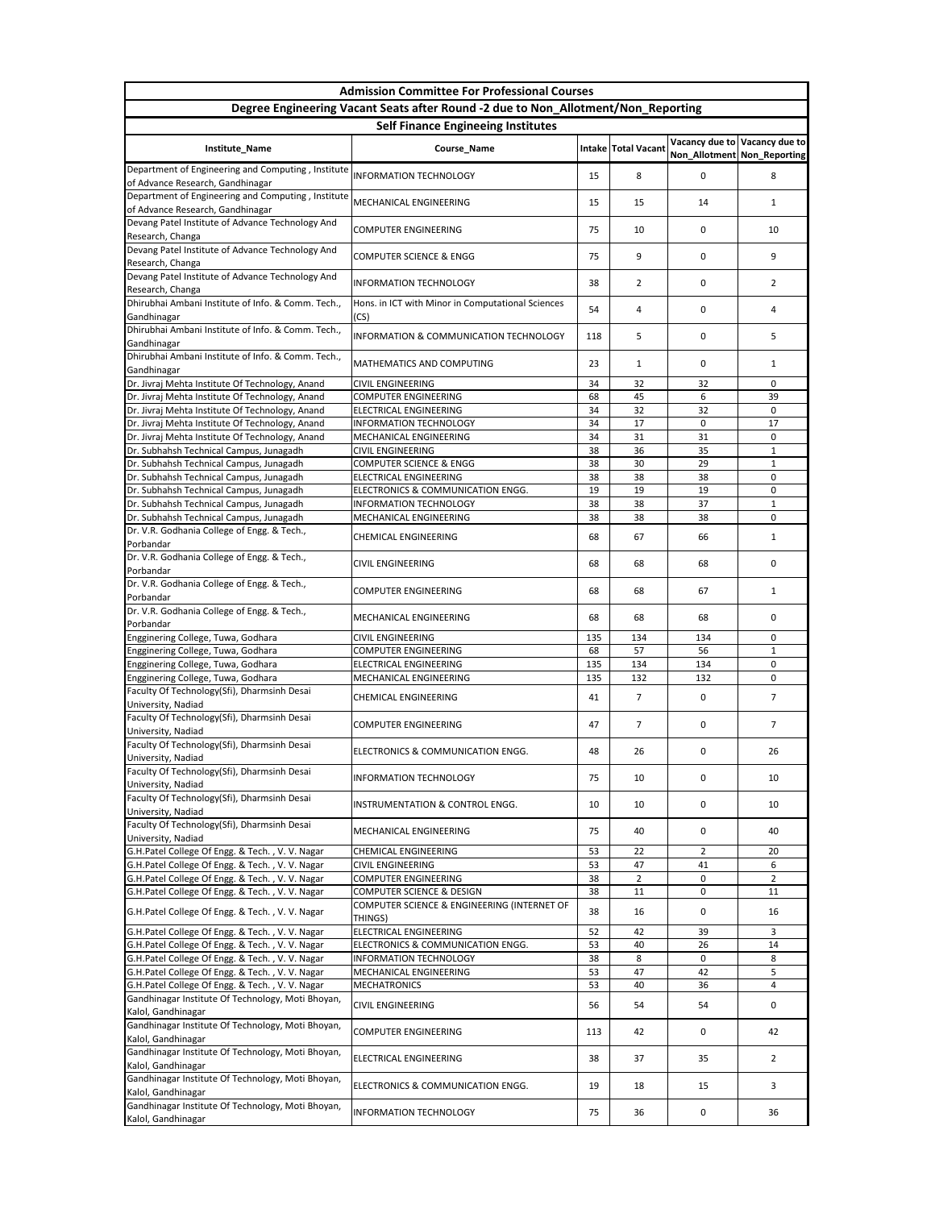| Admission Committee For Professional Courses | | | | | |
|---|---|---|---|---|---|
| Degree Engineering Vacant Seats after Round -2 due to Non_Allotment/Non_Reporting | | | | | |
| Self Finance Engineeing Institutes | | | | | |
| Institute_Name | Course_Name | Intake | Total Vacant | Vacancy due to Non_Allotment | Vacancy due to Non_Reporting |
| Department of Engineering and Computing , Institute of Advance Research, Gandhinagar | INFORMATION TECHNOLOGY | 15 | 8 | 0 | 8 |
| Department of Engineering and Computing , Institute of Advance Research, Gandhinagar | MECHANICAL ENGINEERING | 15 | 15 | 14 | 1 |
| Devang Patel Institute of Advance Technology And Research, Changa | COMPUTER ENGINEERING | 75 | 10 | 0 | 10 |
| Devang Patel Institute of Advance Technology And Research, Changa | COMPUTER SCIENCE & ENGG | 75 | 9 | 0 | 9 |
| Devang Patel Institute of Advance Technology And Research, Changa | INFORMATION TECHNOLOGY | 38 | 2 | 0 | 2 |
| Dhirubhai Ambani Institute of Info. & Comm. Tech., Gandhinagar | Hons. in ICT with Minor in Computational Sciences (CS) | 54 | 4 | 0 | 4 |
| Dhirubhai Ambani Institute of Info. & Comm. Tech., Gandhinagar | INFORMATION & COMMUNICATION TECHNOLOGY | 118 | 5 | 0 | 5 |
| Dhirubhai Ambani Institute of Info. & Comm. Tech., Gandhinagar | MATHEMATICS AND COMPUTING | 23 | 1 | 0 | 1 |
| Dr. Jivraj Mehta Institute Of Technology, Anand | CIVIL ENGINEERING | 34 | 32 | 32 | 0 |
| Dr. Jivraj Mehta Institute Of Technology, Anand | COMPUTER ENGINEERING | 68 | 45 | 6 | 39 |
| Dr. Jivraj Mehta Institute Of Technology, Anand | ELECTRICAL ENGINEERING | 34 | 32 | 32 | 0 |
| Dr. Jivraj Mehta Institute Of Technology, Anand | INFORMATION TECHNOLOGY | 34 | 17 | 0 | 17 |
| Dr. Jivraj Mehta Institute Of Technology, Anand | MECHANICAL ENGINEERING | 34 | 31 | 31 | 0 |
| Dr. Subhahsh Technical Campus, Junagadh | CIVIL ENGINEERING | 38 | 36 | 35 | 1 |
| Dr. Subhahsh Technical Campus, Junagadh | COMPUTER SCIENCE & ENGG | 38 | 30 | 29 | 1 |
| Dr. Subhahsh Technical Campus, Junagadh | ELECTRICAL ENGINEERING | 38 | 38 | 38 | 0 |
| Dr. Subhahsh Technical Campus, Junagadh | ELECTRONICS & COMMUNICATION ENGG. | 19 | 19 | 19 | 0 |
| Dr. Subhahsh Technical Campus, Junagadh | INFORMATION TECHNOLOGY | 38 | 38 | 37 | 1 |
| Dr. Subhahsh Technical Campus, Junagadh | MECHANICAL ENGINEERING | 38 | 38 | 38 | 0 |
| Dr. V.R. Godhania College of Engg. & Tech., Porbandar | CHEMICAL ENGINEERING | 68 | 67 | 66 | 1 |
| Dr. V.R. Godhania College of Engg. & Tech., Porbandar | CIVIL ENGINEERING | 68 | 68 | 68 | 0 |
| Dr. V.R. Godhania College of Engg. & Tech., Porbandar | COMPUTER ENGINEERING | 68 | 68 | 67 | 1 |
| Dr. V.R. Godhania College of Engg. & Tech., Porbandar | MECHANICAL ENGINEERING | 68 | 68 | 68 | 0 |
| Engginering College, Tuwa, Godhara | CIVIL ENGINEERING | 135 | 134 | 134 | 0 |
| Engginering College, Tuwa, Godhara | COMPUTER ENGINEERING | 68 | 57 | 56 | 1 |
| Engginering College, Tuwa, Godhara | ELECTRICAL ENGINEERING | 135 | 134 | 134 | 0 |
| Engginering College, Tuwa, Godhara | MECHANICAL ENGINEERING | 135 | 132 | 132 | 0 |
| Faculty Of Technology(Sfi), Dharmsinh Desai University, Nadiad | CHEMICAL ENGINEERING | 41 | 7 | 0 | 7 |
| Faculty Of Technology(Sfi), Dharmsinh Desai University, Nadiad | COMPUTER ENGINEERING | 47 | 7 | 0 | 7 |
| Faculty Of Technology(Sfi), Dharmsinh Desai University, Nadiad | ELECTRONICS & COMMUNICATION ENGG. | 48 | 26 | 0 | 26 |
| Faculty Of Technology(Sfi), Dharmsinh Desai University, Nadiad | INFORMATION TECHNOLOGY | 75 | 10 | 0 | 10 |
| Faculty Of Technology(Sfi), Dharmsinh Desai University, Nadiad | INSTRUMENTATION & CONTROL ENGG. | 10 | 10 | 0 | 10 |
| Faculty Of Technology(Sfi), Dharmsinh Desai University, Nadiad | MECHANICAL ENGINEERING | 75 | 40 | 0 | 40 |
| G.H.Patel College Of Engg. & Tech. , V. V. Nagar | CHEMICAL ENGINEERING | 53 | 22 | 2 | 20 |
| G.H.Patel College Of Engg. & Tech. , V. V. Nagar | CIVIL ENGINEERING | 53 | 47 | 41 | 6 |
| G.H.Patel College Of Engg. & Tech. , V. V. Nagar | COMPUTER ENGINEERING | 38 | 2 | 0 | 2 |
| G.H.Patel College Of Engg. & Tech. , V. V. Nagar | COMPUTER SCIENCE & DESIGN | 38 | 11 | 0 | 11 |
| G.H.Patel College Of Engg. & Tech. , V. V. Nagar | COMPUTER SCIENCE & ENGINEERING (INTERNET OF THINGS) | 38 | 16 | 0 | 16 |
| G.H.Patel College Of Engg. & Tech. , V. V. Nagar | ELECTRICAL ENGINEERING | 52 | 42 | 39 | 3 |
| G.H.Patel College Of Engg. & Tech. , V. V. Nagar | ELECTRONICS & COMMUNICATION ENGG. | 53 | 40 | 26 | 14 |
| G.H.Patel College Of Engg. & Tech. , V. V. Nagar | INFORMATION TECHNOLOGY | 38 | 8 | 0 | 8 |
| G.H.Patel College Of Engg. & Tech. , V. V. Nagar | MECHANICAL ENGINEERING | 53 | 47 | 42 | 5 |
| G.H.Patel College Of Engg. & Tech. , V. V. Nagar | MECHATRONICS | 53 | 40 | 36 | 4 |
| Gandhinagar Institute Of Technology, Moti Bhoyan, Kalol, Gandhinagar | CIVIL ENGINEERING | 56 | 54 | 54 | 0 |
| Gandhinagar Institute Of Technology, Moti Bhoyan, Kalol, Gandhinagar | COMPUTER ENGINEERING | 113 | 42 | 0 | 42 |
| Gandhinagar Institute Of Technology, Moti Bhoyan, Kalol, Gandhinagar | ELECTRICAL ENGINEERING | 38 | 37 | 35 | 2 |
| Gandhinagar Institute Of Technology, Moti Bhoyan, Kalol, Gandhinagar | ELECTRONICS & COMMUNICATION ENGG. | 19 | 18 | 15 | 3 |
| Gandhinagar Institute Of Technology, Moti Bhoyan, Kalol, Gandhinagar | INFORMATION TECHNOLOGY | 75 | 36 | 0 | 36 |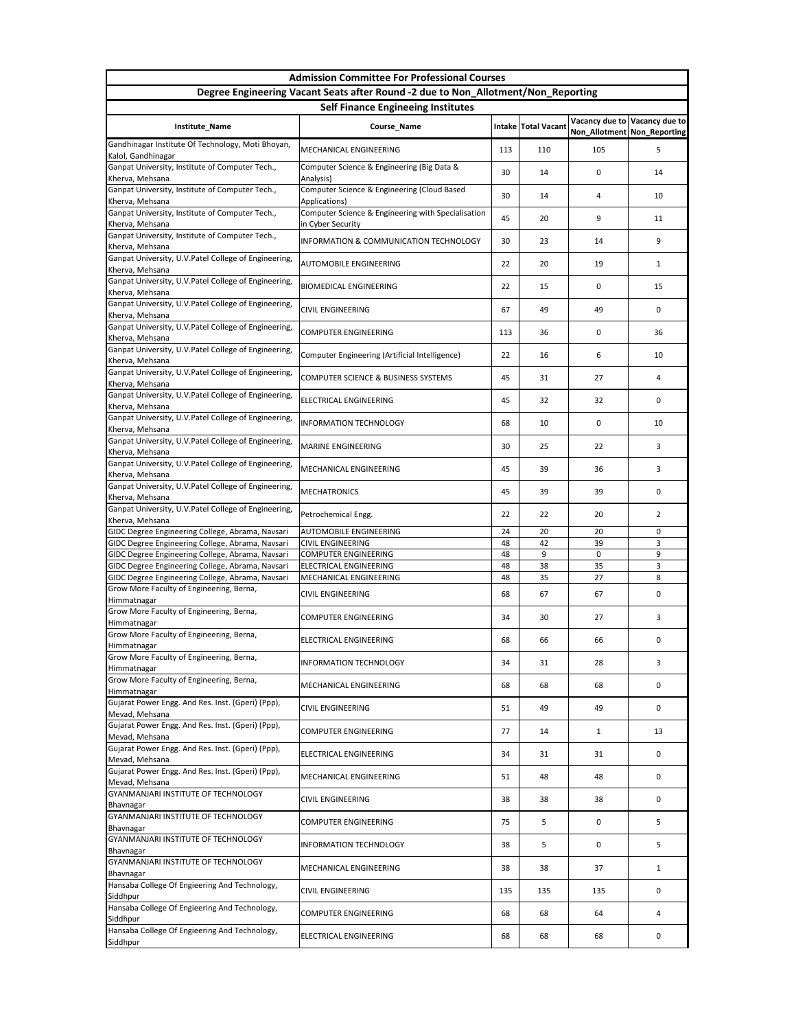| Admission Committee For Professional Courses | | | | | |
|---|---|---|---|---|---|
| Degree Engineering Vacant Seats after Round -2 due to Non_Allotment/Non_Reporting | | | | | |
| Self Finance Engineeing Institutes | | | | | |
| Institute_Name | Course_Name | Intake | Total Vacant | Vacancy due to Non_Allotment | Vacancy due to Non_Reporting |
| Gandhinagar Institute Of Technology, Moti Bhoyan, Kalol, Gandhinagar | MECHANICAL ENGINEERING | 113 | 110 | 105 | 5 |
| Ganpat University, Institute of Computer Tech., Kherva, Mehsana | Computer Science & Engineering (Big Data & Analysis) | 30 | 14 | 0 | 14 |
| Ganpat University, Institute of Computer Tech., Kherva, Mehsana | Computer Science & Engineering (Cloud Based Applications) | 30 | 14 | 4 | 10 |
| Ganpat University, Institute of Computer Tech., Kherva, Mehsana | Computer Science & Engineering with Specialisation in Cyber Security | 45 | 20 | 9 | 11 |
| Ganpat University, Institute of Computer Tech., Kherva, Mehsana | INFORMATION & COMMUNICATION TECHNOLOGY | 30 | 23 | 14 | 9 |
| Ganpat University, U.V.Patel College of Engineering, Kherva, Mehsana | AUTOMOBILE ENGINEERING | 22 | 20 | 19 | 1 |
| Ganpat University, U.V.Patel College of Engineering, Kherva, Mehsana | BIOMEDICAL ENGINEERING | 22 | 15 | 0 | 15 |
| Ganpat University, U.V.Patel College of Engineering, Kherva, Mehsana | CIVIL ENGINEERING | 67 | 49 | 49 | 0 |
| Ganpat University, U.V.Patel College of Engineering, Kherva, Mehsana | COMPUTER ENGINEERING | 113 | 36 | 0 | 36 |
| Ganpat University, U.V.Patel College of Engineering, Kherva, Mehsana | Computer Engineering (Artificial Intelligence) | 22 | 16 | 6 | 10 |
| Ganpat University, U.V.Patel College of Engineering, Kherva, Mehsana | COMPUTER SCIENCE & BUSINESS SYSTEMS | 45 | 31 | 27 | 4 |
| Ganpat University, U.V.Patel College of Engineering, Kherva, Mehsana | ELECTRICAL ENGINEERING | 45 | 32 | 32 | 0 |
| Ganpat University, U.V.Patel College of Engineering, Kherva, Mehsana | INFORMATION TECHNOLOGY | 68 | 10 | 0 | 10 |
| Ganpat University, U.V.Patel College of Engineering, Kherva, Mehsana | MARINE ENGINEERING | 30 | 25 | 22 | 3 |
| Ganpat University, U.V.Patel College of Engineering, Kherva, Mehsana | MECHANICAL ENGINEERING | 45 | 39 | 36 | 3 |
| Ganpat University, U.V.Patel College of Engineering, Kherva, Mehsana | MECHATRONICS | 45 | 39 | 39 | 0 |
| Ganpat University, U.V.Patel College of Engineering, Kherva, Mehsana | Petrochemical Engg. | 22 | 22 | 20 | 2 |
| GIDC Degree Engineering College, Abrama, Navsari | AUTOMOBILE ENGINEERING | 24 | 20 | 20 | 0 |
| GIDC Degree Engineering College, Abrama, Navsari | CIVIL ENGINEERING | 48 | 42 | 39 | 3 |
| GIDC Degree Engineering College, Abrama, Navsari | COMPUTER ENGINEERING | 48 | 9 | 0 | 9 |
| GIDC Degree Engineering College, Abrama, Navsari | ELECTRICAL ENGINEERING | 48 | 38 | 35 | 3 |
| GIDC Degree Engineering College, Abrama, Navsari | MECHANICAL ENGINEERING | 48 | 35 | 27 | 8 |
| Grow More Faculty of Engineering, Berna, Himmatnagar | CIVIL ENGINEERING | 68 | 67 | 67 | 0 |
| Grow More Faculty of Engineering, Berna, Himmatnagar | COMPUTER ENGINEERING | 34 | 30 | 27 | 3 |
| Grow More Faculty of Engineering, Berna, Himmatnagar | ELECTRICAL ENGINEERING | 68 | 66 | 66 | 0 |
| Grow More Faculty of Engineering, Berna, Himmatnagar | INFORMATION TECHNOLOGY | 34 | 31 | 28 | 3 |
| Grow More Faculty of Engineering, Berna, Himmatnagar | MECHANICAL ENGINEERING | 68 | 68 | 68 | 0 |
| Gujarat Power Engg. And Res. Inst. (Gperi) (Ppp), Mevad, Mehsana | CIVIL ENGINEERING | 51 | 49 | 49 | 0 |
| Gujarat Power Engg. And Res. Inst. (Gperi) (Ppp), Mevad, Mehsana | COMPUTER ENGINEERING | 77 | 14 | 1 | 13 |
| Gujarat Power Engg. And Res. Inst. (Gperi) (Ppp), Mevad, Mehsana | ELECTRICAL ENGINEERING | 34 | 31 | 31 | 0 |
| Gujarat Power Engg. And Res. Inst. (Gperi) (Ppp), Mevad, Mehsana | MECHANICAL ENGINEERING | 51 | 48 | 48 | 0 |
| GYANMANJARI INSTITUTE OF TECHNOLOGY Bhavnagar | CIVIL ENGINEERING | 38 | 38 | 38 | 0 |
| GYANMANJARI INSTITUTE OF TECHNOLOGY Bhavnagar | COMPUTER ENGINEERING | 75 | 5 | 0 | 5 |
| GYANMANJARI INSTITUTE OF TECHNOLOGY Bhavnagar | INFORMATION TECHNOLOGY | 38 | 5 | 0 | 5 |
| GYANMANJARI INSTITUTE OF TECHNOLOGY Bhavnagar | MECHANICAL ENGINEERING | 38 | 38 | 37 | 1 |
| Hansaba College Of Engieering And Technology, Siddhpur | CIVIL ENGINEERING | 135 | 135 | 135 | 0 |
| Hansaba College Of Engieering And Technology, Siddhpur | COMPUTER ENGINEERING | 68 | 68 | 64 | 4 |
| Hansaba College Of Engieering And Technology, Siddhpur | ELECTRICAL ENGINEERING | 68 | 68 | 68 | 0 |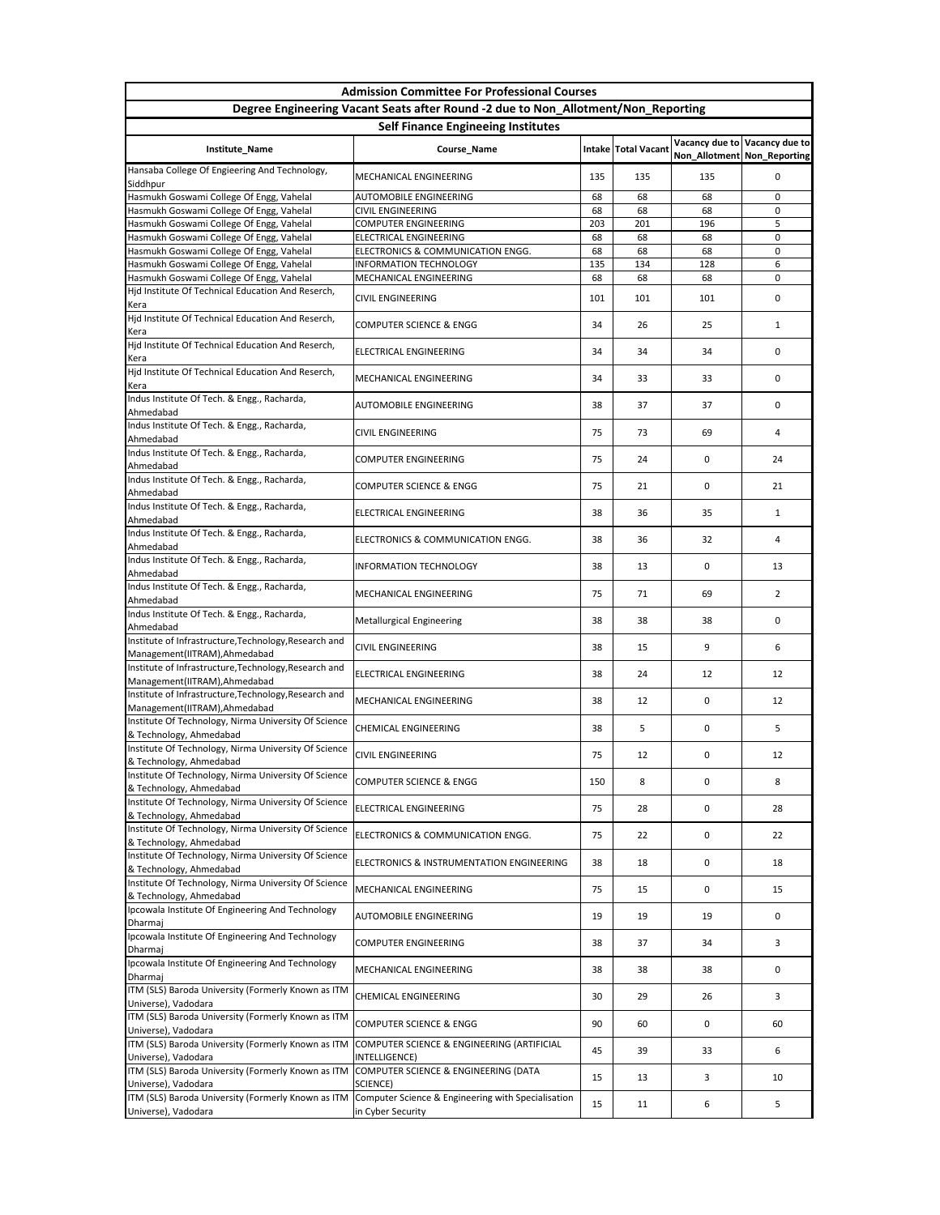| Admission Committee For Professional Courses | | | | | |
|---|---|---|---|---|---|
| Degree Engineering Vacant Seats after Round -2 due to Non_Allotment/Non_Reporting | | | | | |
| Self Finance Engineeing Institutes | | | | | |
| Institute_Name | Course_Name | Intake | Total Vacant | Vacancy due to Non_Allotment | Vacancy due to Non_Reporting |
| Hansaba College Of Engieering And Technology, Siddhpur | MECHANICAL ENGINEERING | 135 | 135 | 135 | 0 |
| Hasmukh Goswami College Of Engg, Vahelal | AUTOMOBILE ENGINEERING | 68 | 68 | 68 | 0 |
| Hasmukh Goswami College Of Engg, Vahelal | CIVIL ENGINEERING | 68 | 68 | 68 | 0 |
| Hasmukh Goswami College Of Engg, Vahelal | COMPUTER ENGINEERING | 203 | 201 | 196 | 5 |
| Hasmukh Goswami College Of Engg, Vahelal | ELECTRICAL ENGINEERING | 68 | 68 | 68 | 0 |
| Hasmukh Goswami College Of Engg, Vahelal | ELECTRONICS & COMMUNICATION ENGG. | 68 | 68 | 68 | 0 |
| Hasmukh Goswami College Of Engg, Vahelal | INFORMATION TECHNOLOGY | 135 | 134 | 128 | 6 |
| Hasmukh Goswami College Of Engg, Vahelal | MECHANICAL ENGINEERING | 68 | 68 | 68 | 0 |
| Hjd Institute Of Technical Education And Reserch, Kera | CIVIL ENGINEERING | 101 | 101 | 101 | 0 |
| Hjd Institute Of Technical Education And Reserch, Kera | COMPUTER SCIENCE & ENGG | 34 | 26 | 25 | 1 |
| Hjd Institute Of Technical Education And Reserch, Kera | ELECTRICAL ENGINEERING | 34 | 34 | 34 | 0 |
| Hjd Institute Of Technical Education And Reserch, Kera | MECHANICAL ENGINEERING | 34 | 33 | 33 | 0 |
| Indus Institute Of Tech. & Engg., Racharda, Ahmedabad | AUTOMOBILE ENGINEERING | 38 | 37 | 37 | 0 |
| Indus Institute Of Tech. & Engg., Racharda, Ahmedabad | CIVIL ENGINEERING | 75 | 73 | 69 | 4 |
| Indus Institute Of Tech. & Engg., Racharda, Ahmedabad | COMPUTER ENGINEERING | 75 | 24 | 0 | 24 |
| Indus Institute Of Tech. & Engg., Racharda, Ahmedabad | COMPUTER SCIENCE & ENGG | 75 | 21 | 0 | 21 |
| Indus Institute Of Tech. & Engg., Racharda, Ahmedabad | ELECTRICAL ENGINEERING | 38 | 36 | 35 | 1 |
| Indus Institute Of Tech. & Engg., Racharda, Ahmedabad | ELECTRONICS & COMMUNICATION ENGG. | 38 | 36 | 32 | 4 |
| Indus Institute Of Tech. & Engg., Racharda, Ahmedabad | INFORMATION TECHNOLOGY | 38 | 13 | 0 | 13 |
| Indus Institute Of Tech. & Engg., Racharda, Ahmedabad | MECHANICAL ENGINEERING | 75 | 71 | 69 | 2 |
| Indus Institute Of Tech. & Engg., Racharda, Ahmedabad | Metallurgical Engineering | 38 | 38 | 38 | 0 |
| Institute of Infrastructure,Technology,Research and Management(IITRAM),Ahmedabad | CIVIL ENGINEERING | 38 | 15 | 9 | 6 |
| Institute of Infrastructure,Technology,Research and Management(IITRAM),Ahmedabad | ELECTRICAL ENGINEERING | 38 | 24 | 12 | 12 |
| Institute of Infrastructure,Technology,Research and Management(IITRAM),Ahmedabad | MECHANICAL ENGINEERING | 38 | 12 | 0 | 12 |
| Institute Of Technology, Nirma University Of Science & Technology, Ahmedabad | CHEMICAL ENGINEERING | 38 | 5 | 0 | 5 |
| Institute Of Technology, Nirma University Of Science & Technology, Ahmedabad | CIVIL ENGINEERING | 75 | 12 | 0 | 12 |
| Institute Of Technology, Nirma University Of Science & Technology, Ahmedabad | COMPUTER SCIENCE & ENGG | 150 | 8 | 0 | 8 |
| Institute Of Technology, Nirma University Of Science & Technology, Ahmedabad | ELECTRICAL ENGINEERING | 75 | 28 | 0 | 28 |
| Institute Of Technology, Nirma University Of Science & Technology, Ahmedabad | ELECTRONICS & COMMUNICATION ENGG. | 75 | 22 | 0 | 22 |
| Institute Of Technology, Nirma University Of Science & Technology, Ahmedabad | ELECTRONICS & INSTRUMENTATION ENGINEERING | 38 | 18 | 0 | 18 |
| Institute Of Technology, Nirma University Of Science & Technology, Ahmedabad | MECHANICAL ENGINEERING | 75 | 15 | 0 | 15 |
| Ipcowala Institute Of Engineering And Technology Dharmaj | AUTOMOBILE ENGINEERING | 19 | 19 | 19 | 0 |
| Ipcowala Institute Of Engineering And Technology Dharmaj | COMPUTER ENGINEERING | 38 | 37 | 34 | 3 |
| Ipcowala Institute Of Engineering And Technology Dharmaj | MECHANICAL ENGINEERING | 38 | 38 | 38 | 0 |
| ITM (SLS) Baroda University (Formerly Known as ITM Universe), Vadodara | CHEMICAL ENGINEERING | 30 | 29 | 26 | 3 |
| ITM (SLS) Baroda University (Formerly Known as ITM Universe), Vadodara | COMPUTER SCIENCE & ENGG | 90 | 60 | 0 | 60 |
| ITM (SLS) Baroda University (Formerly Known as ITM Universe), Vadodara | COMPUTER SCIENCE & ENGINEERING (ARTIFICIAL INTELLIGENCE) | 45 | 39 | 33 | 6 |
| ITM (SLS) Baroda University (Formerly Known as ITM Universe), Vadodara | COMPUTER SCIENCE & ENGINEERING (DATA SCIENCE) | 15 | 13 | 3 | 10 |
| ITM (SLS) Baroda University (Formerly Known as ITM Universe), Vadodara | Computer Science & Engineering with Specialisation in Cyber Security | 15 | 11 | 6 | 5 |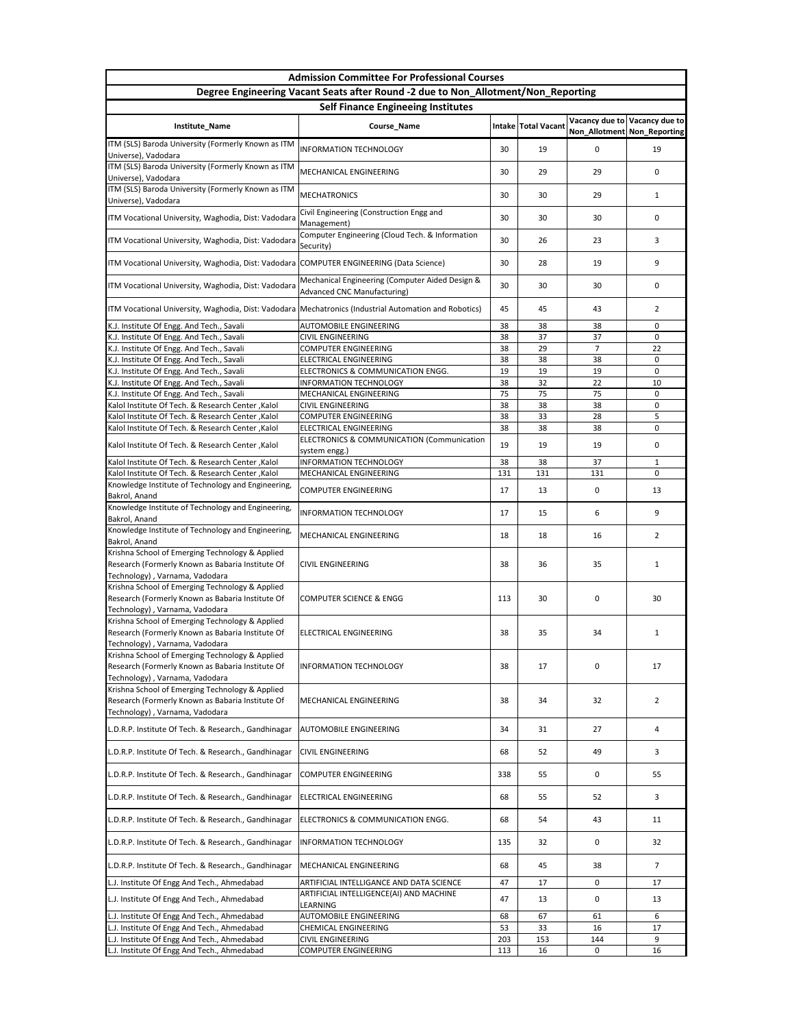| Admission Committee For Professional Courses | | | | | |
|---|---|---|---|---|---|
| Degree Engineering Vacant Seats after Round -2 due to Non_Allotment/Non_Reporting | | | | | |
| Self Finance Engineeing Institutes | | | | | |
| Institute_Name | Course_Name | Intake | Total Vacant | Vacancy due to Non_Allotment | Vacancy due to Non_Reporting |
| ITM (SLS) Baroda University (Formerly Known as ITM Universe), Vadodara | INFORMATION TECHNOLOGY | 30 | 19 | 0 | 19 |
| ITM (SLS) Baroda University (Formerly Known as ITM Universe), Vadodara | MECHANICAL ENGINEERING | 30 | 29 | 29 | 0 |
| ITM (SLS) Baroda University (Formerly Known as ITM Universe), Vadodara | MECHATRONICS | 30 | 30 | 29 | 1 |
| ITM Vocational University, Waghodia, Dist: Vadodara | Civil Engineering (Construction Engg and Management) | 30 | 30 | 30 | 0 |
| ITM Vocational University, Waghodia, Dist: Vadodara | Computer Engineering (Cloud Tech. & Information Security) | 30 | 26 | 23 | 3 |
| ITM Vocational University, Waghodia, Dist: Vadodara | COMPUTER ENGINEERING (Data Science) | 30 | 28 | 19 | 9 |
| ITM Vocational University, Waghodia, Dist: Vadodara | Mechanical Engineering (Computer Aided Design & Advanced CNC Manufacturing) | 30 | 30 | 30 | 0 |
| ITM Vocational University, Waghodia, Dist: Vadodara | Mechatronics (Industrial Automation and Robotics) | 45 | 45 | 43 | 2 |
| K.J. Institute Of Engg. And Tech., Savali | AUTOMOBILE ENGINEERING | 38 | 38 | 38 | 0 |
| K.J. Institute Of Engg. And Tech., Savali | CIVIL ENGINEERING | 38 | 37 | 37 | 0 |
| K.J. Institute Of Engg. And Tech., Savali | COMPUTER ENGINEERING | 38 | 29 | 7 | 22 |
| K.J. Institute Of Engg. And Tech., Savali | ELECTRICAL ENGINEERING | 38 | 38 | 38 | 0 |
| K.J. Institute Of Engg. And Tech., Savali | ELECTRONICS & COMMUNICATION ENGG. | 19 | 19 | 19 | 0 |
| K.J. Institute Of Engg. And Tech., Savali | INFORMATION TECHNOLOGY | 38 | 32 | 22 | 10 |
| K.J. Institute Of Engg. And Tech., Savali | MECHANICAL ENGINEERING | 75 | 75 | 75 | 0 |
| Kalol Institute Of Tech. & Research Center ,Kalol | CIVIL ENGINEERING | 38 | 38 | 38 | 0 |
| Kalol Institute Of Tech. & Research Center ,Kalol | COMPUTER ENGINEERING | 38 | 33 | 28 | 5 |
| Kalol Institute Of Tech. & Research Center ,Kalol | ELECTRICAL ENGINEERING | 38 | 38 | 38 | 0 |
| Kalol Institute Of Tech. & Research Center ,Kalol | ELECTRONICS & COMMUNICATION (Communication system engg.) | 19 | 19 | 19 | 0 |
| Kalol Institute Of Tech. & Research Center ,Kalol | INFORMATION TECHNOLOGY | 38 | 38 | 37 | 1 |
| Kalol Institute Of Tech. & Research Center ,Kalol | MECHANICAL ENGINEERING | 131 | 131 | 131 | 0 |
| Knowledge Institute of Technology and Engineering, Bakrol, Anand | COMPUTER ENGINEERING | 17 | 13 | 0 | 13 |
| Knowledge Institute of Technology and Engineering, Bakrol, Anand | INFORMATION TECHNOLOGY | 17 | 15 | 6 | 9 |
| Knowledge Institute of Technology and Engineering, Bakrol, Anand | MECHANICAL ENGINEERING | 18 | 18 | 16 | 2 |
| Krishna School of Emerging Technology & Applied Research (Formerly Known as Babaria Institute Of Technology) , Varnama, Vadodara | CIVIL ENGINEERING | 38 | 36 | 35 | 1 |
| Krishna School of Emerging Technology & Applied Research (Formerly Known as Babaria Institute Of Technology) , Varnama, Vadodara | COMPUTER SCIENCE & ENGG | 113 | 30 | 0 | 30 |
| Krishna School of Emerging Technology & Applied Research (Formerly Known as Babaria Institute Of Technology) , Varnama, Vadodara | ELECTRICAL ENGINEERING | 38 | 35 | 34 | 1 |
| Krishna School of Emerging Technology & Applied Research (Formerly Known as Babaria Institute Of Technology) , Varnama, Vadodara | INFORMATION TECHNOLOGY | 38 | 17 | 0 | 17 |
| Krishna School of Emerging Technology & Applied Research (Formerly Known as Babaria Institute Of Technology) , Varnama, Vadodara | MECHANICAL ENGINEERING | 38 | 34 | 32 | 2 |
| L.D.R.P. Institute Of Tech. & Research., Gandhinagar | AUTOMOBILE ENGINEERING | 34 | 31 | 27 | 4 |
| L.D.R.P. Institute Of Tech. & Research., Gandhinagar | CIVIL ENGINEERING | 68 | 52 | 49 | 3 |
| L.D.R.P. Institute Of Tech. & Research., Gandhinagar | COMPUTER ENGINEERING | 338 | 55 | 0 | 55 |
| L.D.R.P. Institute Of Tech. & Research., Gandhinagar | ELECTRICAL ENGINEERING | 68 | 55 | 52 | 3 |
| L.D.R.P. Institute Of Tech. & Research., Gandhinagar | ELECTRONICS & COMMUNICATION ENGG. | 68 | 54 | 43 | 11 |
| L.D.R.P. Institute Of Tech. & Research., Gandhinagar | INFORMATION TECHNOLOGY | 135 | 32 | 0 | 32 |
| L.D.R.P. Institute Of Tech. & Research., Gandhinagar | MECHANICAL ENGINEERING | 68 | 45 | 38 | 7 |
| L.J. Institute Of Engg And Tech., Ahmedabad | ARTIFICIAL INTELLIGANCE AND DATA SCIENCE | 47 | 17 | 0 | 17 |
| L.J. Institute Of Engg And Tech., Ahmedabad | ARTIFICIAL INTELLIGENCE(AI) AND MACHINE LEARNING | 47 | 13 | 0 | 13 |
| L.J. Institute Of Engg And Tech., Ahmedabad | AUTOMOBILE ENGINEERING | 68 | 67 | 61 | 6 |
| L.J. Institute Of Engg And Tech., Ahmedabad | CHEMICAL ENGINEERING | 53 | 33 | 16 | 17 |
| L.J. Institute Of Engg And Tech., Ahmedabad | CIVIL ENGINEERING | 203 | 153 | 144 | 9 |
| L.J. Institute Of Engg And Tech., Ahmedabad | COMPUTER ENGINEERING | 113 | 16 | 0 | 16 |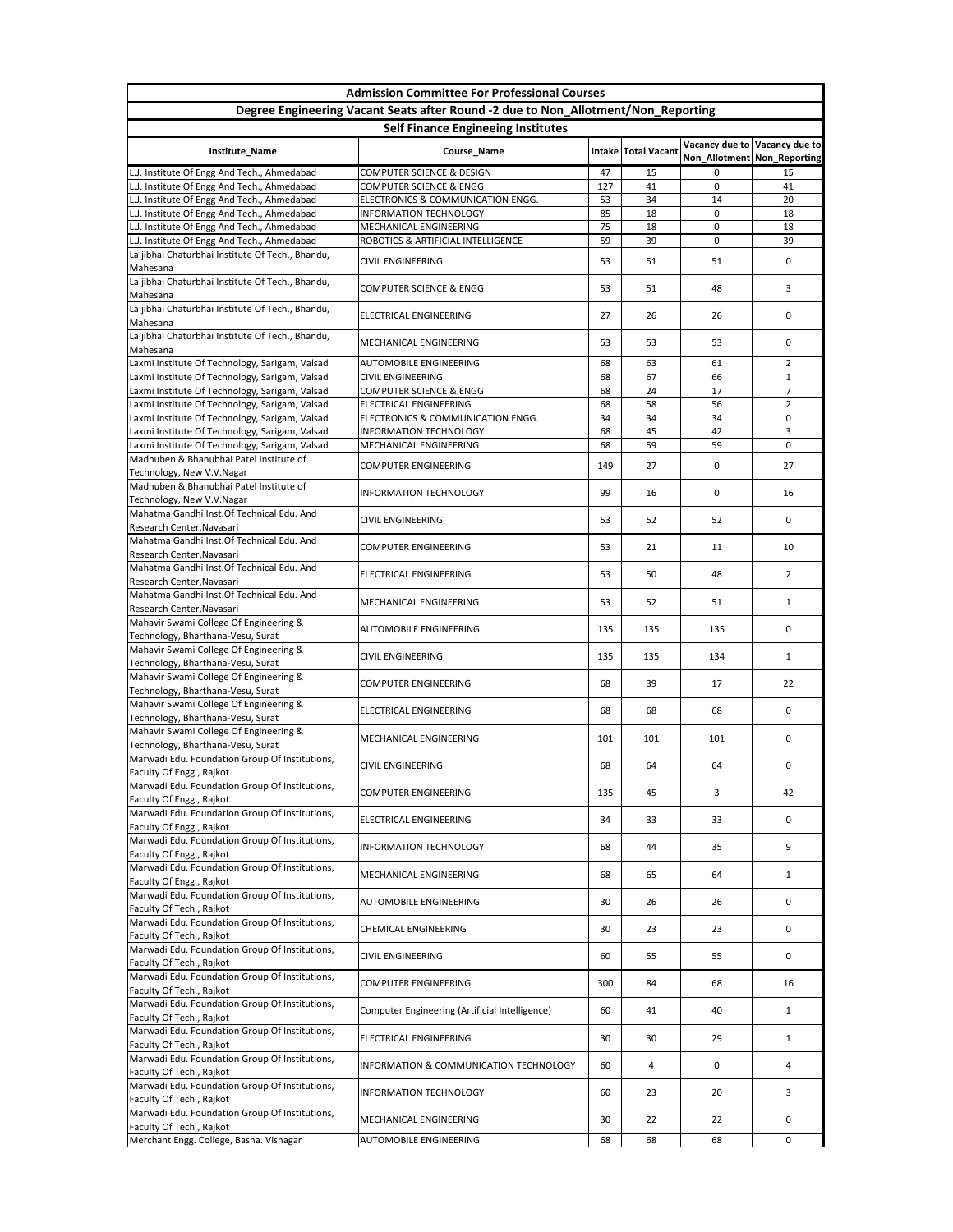## Admission Committee For Professional Courses

### Degree Engineering Vacant Seats after Round -2 due to Non_Allotment/Non_Reporting

### Self Finance Engineeing Institutes

| Institute_Name | Course_Name | Intake | Total Vacant | Vacancy due to Non_Allotment | Vacancy due to Non_Reporting |
|---|---|---|---|---|---|
| L.J. Institute Of Engg And Tech., Ahmedabad | COMPUTER SCIENCE & DESIGN | 47 | 15 | 0 | 15 |
| L.J. Institute Of Engg And Tech., Ahmedabad | COMPUTER SCIENCE & ENGG | 127 | 41 | 0 | 41 |
| L.J. Institute Of Engg And Tech., Ahmedabad | ELECTRONICS & COMMUNICATION ENGG. | 53 | 34 | 14 | 20 |
| L.J. Institute Of Engg And Tech., Ahmedabad | INFORMATION TECHNOLOGY | 85 | 18 | 0 | 18 |
| L.J. Institute Of Engg And Tech., Ahmedabad | MECHANICAL ENGINEERING | 75 | 18 | 0 | 18 |
| L.J. Institute Of Engg And Tech., Ahmedabad | ROBOTICS & ARTIFICIAL INTELLIGENCE | 59 | 39 | 0 | 39 |
| Laljibhai Chaturbhai Institute Of Tech., Bhandu, Mahesana | CIVIL ENGINEERING | 53 | 51 | 51 | 0 |
| Laljibhai Chaturbhai Institute Of Tech., Bhandu, Mahesana | COMPUTER SCIENCE & ENGG | 53 | 51 | 48 | 3 |
| Laljibhai Chaturbhai Institute Of Tech., Bhandu, Mahesana | ELECTRICAL ENGINEERING | 27 | 26 | 26 | 0 |
| Laljibhai Chaturbhai Institute Of Tech., Bhandu, Mahesana | MECHANICAL ENGINEERING | 53 | 53 | 53 | 0 |
| Laxmi Institute Of Technology, Sarigam, Valsad | AUTOMOBILE ENGINEERING | 68 | 63 | 61 | 2 |
| Laxmi Institute Of Technology, Sarigam, Valsad | CIVIL ENGINEERING | 68 | 67 | 66 | 1 |
| Laxmi Institute Of Technology, Sarigam, Valsad | COMPUTER SCIENCE & ENGG | 68 | 24 | 17 | 7 |
| Laxmi Institute Of Technology, Sarigam, Valsad | ELECTRICAL ENGINEERING | 68 | 58 | 56 | 2 |
| Laxmi Institute Of Technology, Sarigam, Valsad | ELECTRONICS & COMMUNICATION ENGG. | 34 | 34 | 34 | 0 |
| Laxmi Institute Of Technology, Sarigam, Valsad | INFORMATION TECHNOLOGY | 68 | 45 | 42 | 3 |
| Laxmi Institute Of Technology, Sarigam, Valsad | MECHANICAL ENGINEERING | 68 | 59 | 59 | 0 |
| Madhuben & Bhanubhai Patel Institute of Technology, New V.V.Nagar | COMPUTER ENGINEERING | 149 | 27 | 0 | 27 |
| Madhuben & Bhanubhai Patel Institute of Technology, New V.V.Nagar | INFORMATION TECHNOLOGY | 99 | 16 | 0 | 16 |
| Mahatma Gandhi Inst.Of Technical Edu. And Research Center,Navasari | CIVIL ENGINEERING | 53 | 52 | 52 | 0 |
| Mahatma Gandhi Inst.Of Technical Edu. And Research Center,Navasari | COMPUTER ENGINEERING | 53 | 21 | 11 | 10 |
| Mahatma Gandhi Inst.Of Technical Edu. And Research Center,Navasari | ELECTRICAL ENGINEERING | 53 | 50 | 48 | 2 |
| Mahatma Gandhi Inst.Of Technical Edu. And Research Center,Navasari | MECHANICAL ENGINEERING | 53 | 52 | 51 | 1 |
| Mahavir Swami College Of Engineering & Technology, Bharthana-Vesu, Surat | AUTOMOBILE ENGINEERING | 135 | 135 | 135 | 0 |
| Mahavir Swami College Of Engineering & Technology, Bharthana-Vesu, Surat | CIVIL ENGINEERING | 135 | 135 | 134 | 1 |
| Mahavir Swami College Of Engineering & Technology, Bharthana-Vesu, Surat | COMPUTER ENGINEERING | 68 | 39 | 17 | 22 |
| Mahavir Swami College Of Engineering & Technology, Bharthana-Vesu, Surat | ELECTRICAL ENGINEERING | 68 | 68 | 68 | 0 |
| Mahavir Swami College Of Engineering & Technology, Bharthana-Vesu, Surat | MECHANICAL ENGINEERING | 101 | 101 | 101 | 0 |
| Marwadi Edu. Foundation Group Of Institutions, Faculty Of Engg., Rajkot | CIVIL ENGINEERING | 68 | 64 | 64 | 0 |
| Marwadi Edu. Foundation Group Of Institutions, Faculty Of Engg., Rajkot | COMPUTER ENGINEERING | 135 | 45 | 3 | 42 |
| Marwadi Edu. Foundation Group Of Institutions, Faculty Of Engg., Rajkot | ELECTRICAL ENGINEERING | 34 | 33 | 33 | 0 |
| Marwadi Edu. Foundation Group Of Institutions, Faculty Of Engg., Rajkot | INFORMATION TECHNOLOGY | 68 | 44 | 35 | 9 |
| Marwadi Edu. Foundation Group Of Institutions, Faculty Of Engg., Rajkot | MECHANICAL ENGINEERING | 68 | 65 | 64 | 1 |
| Marwadi Edu. Foundation Group Of Institutions, Faculty Of Tech., Rajkot | AUTOMOBILE ENGINEERING | 30 | 26 | 26 | 0 |
| Marwadi Edu. Foundation Group Of Institutions, Faculty Of Tech., Rajkot | CHEMICAL ENGINEERING | 30 | 23 | 23 | 0 |
| Marwadi Edu. Foundation Group Of Institutions, Faculty Of Tech., Rajkot | CIVIL ENGINEERING | 60 | 55 | 55 | 0 |
| Marwadi Edu. Foundation Group Of Institutions, Faculty Of Tech., Rajkot | COMPUTER ENGINEERING | 300 | 84 | 68 | 16 |
| Marwadi Edu. Foundation Group Of Institutions, Faculty Of Tech., Rajkot | Computer Engineering (Artificial Intelligence) | 60 | 41 | 40 | 1 |
| Marwadi Edu. Foundation Group Of Institutions, Faculty Of Tech., Rajkot | ELECTRICAL ENGINEERING | 30 | 30 | 29 | 1 |
| Marwadi Edu. Foundation Group Of Institutions, Faculty Of Tech., Rajkot | INFORMATION & COMMUNICATION TECHNOLOGY | 60 | 4 | 0 | 4 |
| Marwadi Edu. Foundation Group Of Institutions, Faculty Of Tech., Rajkot | INFORMATION TECHNOLOGY | 60 | 23 | 20 | 3 |
| Marwadi Edu. Foundation Group Of Institutions, Faculty Of Tech., Rajkot | MECHANICAL ENGINEERING | 30 | 22 | 22 | 0 |
| Merchant Engg. College, Basna. Visnagar | AUTOMOBILE ENGINEERING | 68 | 68 | 68 | 0 |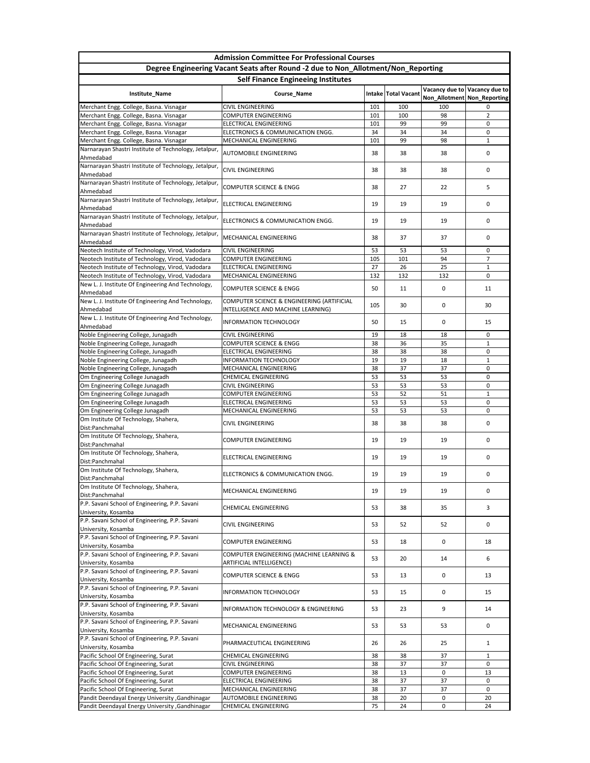| Admission Committee For Professional Courses | | | | | |
|---|---|---|---|---|---|
| Degree Engineering Vacant Seats after Round -2 due to Non_Allotment/Non_Reporting | | | | | |
| Self Finance Engineeing Institutes | | | | | |
| Institute_Name | Course_Name | Intake | Total Vacant | Vacancy due to Non_Allotment | Vacancy due to Non_Reporting |
| Merchant Engg. College, Basna. Visnagar | CIVIL ENGINEERING | 101 | 100 | 100 | 0 |
| Merchant Engg. College, Basna. Visnagar | COMPUTER ENGINEERING | 101 | 100 | 98 | 2 |
| Merchant Engg. College, Basna. Visnagar | ELECTRICAL ENGINEERING | 101 | 99 | 99 | 0 |
| Merchant Engg. College, Basna. Visnagar | ELECTRONICS & COMMUNICATION ENGG. | 34 | 34 | 34 | 0 |
| Merchant Engg. College, Basna. Visnagar | MECHANICAL ENGINEERING | 101 | 99 | 98 | 1 |
| Narnarayan Shastri Institute of Technology, Jetalpur, Ahmedabad | AUTOMOBILE ENGINEERING | 38 | 38 | 38 | 0 |
| Narnarayan Shastri Institute of Technology, Jetalpur, Ahmedabad | CIVIL ENGINEERING | 38 | 38 | 38 | 0 |
| Narnarayan Shastri Institute of Technology, Jetalpur, Ahmedabad | COMPUTER SCIENCE & ENGG | 38 | 27 | 22 | 5 |
| Narnarayan Shastri Institute of Technology, Jetalpur, Ahmedabad | ELECTRICAL ENGINEERING | 19 | 19 | 19 | 0 |
| Narnarayan Shastri Institute of Technology, Jetalpur, Ahmedabad | ELECTRONICS & COMMUNICATION ENGG. | 19 | 19 | 19 | 0 |
| Narnarayan Shastri Institute of Technology, Jetalpur, Ahmedabad | MECHANICAL ENGINEERING | 38 | 37 | 37 | 0 |
| Neotech Institute of Technology, Virod, Vadodara | CIVIL ENGINEERING | 53 | 53 | 53 | 0 |
| Neotech Institute of Technology, Virod, Vadodara | COMPUTER ENGINEERING | 105 | 101 | 94 | 7 |
| Neotech Institute of Technology, Virod, Vadodara | ELECTRICAL ENGINEERING | 27 | 26 | 25 | 1 |
| Neotech Institute of Technology, Virod, Vadodara | MECHANICAL ENGINEERING | 132 | 132 | 132 | 0 |
| New L. J. Institute Of Engineering And Technology, Ahmedabad | COMPUTER SCIENCE & ENGG | 50 | 11 | 0 | 11 |
| New L. J. Institute Of Engineering And Technology, Ahmedabad | COMPUTER SCIENCE & ENGINEERING (ARTIFICIAL INTELLIGENCE AND MACHINE LEARNING) | 105 | 30 | 0 | 30 |
| New L. J. Institute Of Engineering And Technology, Ahmedabad | INFORMATION TECHNOLOGY | 50 | 15 | 0 | 15 |
| Noble Engineering College, Junagadh | CIVIL ENGINEERING | 19 | 18 | 18 | 0 |
| Noble Engineering College, Junagadh | COMPUTER SCIENCE & ENGG | 38 | 36 | 35 | 1 |
| Noble Engineering College, Junagadh | ELECTRICAL ENGINEERING | 38 | 38 | 38 | 0 |
| Noble Engineering College, Junagadh | INFORMATION TECHNOLOGY | 19 | 19 | 18 | 1 |
| Noble Engineering College, Junagadh | MECHANICAL ENGINEERING | 38 | 37 | 37 | 0 |
| Om Engineering College Junagadh | CHEMICAL ENGINEERING | 53 | 53 | 53 | 0 |
| Om Engineering College Junagadh | CIVIL ENGINEERING | 53 | 53 | 53 | 0 |
| Om Engineering College Junagadh | COMPUTER ENGINEERING | 53 | 52 | 51 | 1 |
| Om Engineering College Junagadh | ELECTRICAL ENGINEERING | 53 | 53 | 53 | 0 |
| Om Engineering College Junagadh | MECHANICAL ENGINEERING | 53 | 53 | 53 | 0 |
| Om Institute Of Technology, Shahera, Dist:Panchmahal | CIVIL ENGINEERING | 38 | 38 | 38 | 0 |
| Om Institute Of Technology, Shahera, Dist:Panchmahal | COMPUTER ENGINEERING | 19 | 19 | 19 | 0 |
| Om Institute Of Technology, Shahera, Dist:Panchmahal | ELECTRICAL ENGINEERING | 19 | 19 | 19 | 0 |
| Om Institute Of Technology, Shahera, Dist:Panchmahal | ELECTRONICS & COMMUNICATION ENGG. | 19 | 19 | 19 | 0 |
| Om Institute Of Technology, Shahera, Dist:Panchmahal | MECHANICAL ENGINEERING | 19 | 19 | 19 | 0 |
| P.P. Savani School of Engineering, P.P. Savani University, Kosamba | CHEMICAL ENGINEERING | 53 | 38 | 35 | 3 |
| P.P. Savani School of Engineering, P.P. Savani University, Kosamba | CIVIL ENGINEERING | 53 | 52 | 52 | 0 |
| P.P. Savani School of Engineering, P.P. Savani University, Kosamba | COMPUTER ENGINEERING | 53 | 18 | 0 | 18 |
| P.P. Savani School of Engineering, P.P. Savani University, Kosamba | COMPUTER ENGINEERING (MACHINE LEARNING & ARTIFICIAL INTELLIGENCE) | 53 | 20 | 14 | 6 |
| P.P. Savani School of Engineering, P.P. Savani University, Kosamba | COMPUTER SCIENCE & ENGG | 53 | 13 | 0 | 13 |
| P.P. Savani School of Engineering, P.P. Savani University, Kosamba | INFORMATION TECHNOLOGY | 53 | 15 | 0 | 15 |
| P.P. Savani School of Engineering, P.P. Savani University, Kosamba | INFORMATION TECHNOLOGY & ENGINEERING | 53 | 23 | 9 | 14 |
| P.P. Savani School of Engineering, P.P. Savani University, Kosamba | MECHANICAL ENGINEERING | 53 | 53 | 53 | 0 |
| P.P. Savani School of Engineering, P.P. Savani University, Kosamba | PHARMACEUTICAL ENGINEERING | 26 | 26 | 25 | 1 |
| Pacific School Of Engineering, Surat | CHEMICAL ENGINEERING | 38 | 38 | 37 | 1 |
| Pacific School Of Engineering, Surat | CIVIL ENGINEERING | 38 | 37 | 37 | 0 |
| Pacific School Of Engineering, Surat | COMPUTER ENGINEERING | 38 | 13 | 0 | 13 |
| Pacific School Of Engineering, Surat | ELECTRICAL ENGINEERING | 38 | 37 | 37 | 0 |
| Pacific School Of Engineering, Surat | MECHANICAL ENGINEERING | 38 | 37 | 37 | 0 |
| Pandit Deendayal Energy University ,Gandhinagar | AUTOMOBILE ENGINEERING | 38 | 20 | 0 | 20 |
| Pandit Deendayal Energy University ,Gandhinagar | CHEMICAL ENGINEERING | 75 | 24 | 0 | 24 |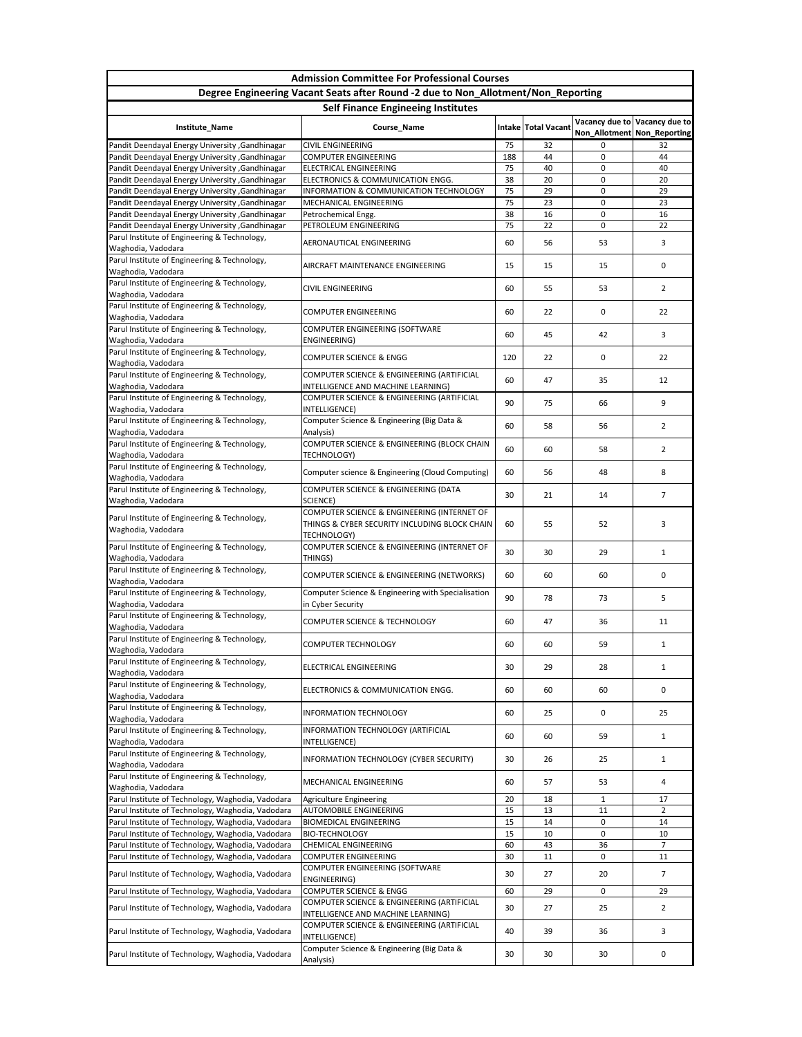| Admission Committee For Professional Courses | | | | | |
|---|---|---|---|---|---|
| Degree Engineering Vacant Seats after Round -2 due to Non_Allotment/Non_Reporting | | | | | |
| Self Finance Engineeing Institutes | | | | | |
| Institute_Name | Course_Name | Intake | Total Vacant | Vacancy due to Non_Allotment | Vacancy due to Non_Reporting |
| Pandit Deendayal Energy University ,Gandhinagar | CIVIL ENGINEERING | 75 | 32 | 0 | 32 |
| Pandit Deendayal Energy University ,Gandhinagar | COMPUTER ENGINEERING | 188 | 44 | 0 | 44 |
| Pandit Deendayal Energy University ,Gandhinagar | ELECTRICAL ENGINEERING | 75 | 40 | 0 | 40 |
| Pandit Deendayal Energy University ,Gandhinagar | ELECTRONICS & COMMUNICATION ENGG. | 38 | 20 | 0 | 20 |
| Pandit Deendayal Energy University ,Gandhinagar | INFORMATION & COMMUNICATION TECHNOLOGY | 75 | 29 | 0 | 29 |
| Pandit Deendayal Energy University ,Gandhinagar | MECHANICAL ENGINEERING | 75 | 23 | 0 | 23 |
| Pandit Deendayal Energy University ,Gandhinagar | Petrochemical Engg. | 38 | 16 | 0 | 16 |
| Pandit Deendayal Energy University ,Gandhinagar | PETROLEUM ENGINEERING | 75 | 22 | 0 | 22 |
| Parul Institute of Engineering & Technology, Waghodia, Vadodara | AERONAUTICAL ENGINEERING | 60 | 56 | 53 | 3 |
| Parul Institute of Engineering & Technology, Waghodia, Vadodara | AIRCRAFT MAINTENANCE ENGINEERING | 15 | 15 | 15 | 0 |
| Parul Institute of Engineering & Technology, Waghodia, Vadodara | CIVIL ENGINEERING | 60 | 55 | 53 | 2 |
| Parul Institute of Engineering & Technology, Waghodia, Vadodara | COMPUTER ENGINEERING | 60 | 22 | 0 | 22 |
| Parul Institute of Engineering & Technology, Waghodia, Vadodara | COMPUTER ENGINEERING (SOFTWARE ENGINEERING) | 60 | 45 | 42 | 3 |
| Parul Institute of Engineering & Technology, Waghodia, Vadodara | COMPUTER SCIENCE & ENGG | 120 | 22 | 0 | 22 |
| Parul Institute of Engineering & Technology, Waghodia, Vadodara | COMPUTER SCIENCE & ENGINEERING (ARTIFICIAL INTELLIGENCE AND MACHINE LEARNING) | 60 | 47 | 35 | 12 |
| Parul Institute of Engineering & Technology, Waghodia, Vadodara | COMPUTER SCIENCE & ENGINEERING (ARTIFICIAL INTELLIGENCE) | 90 | 75 | 66 | 9 |
| Parul Institute of Engineering & Technology, Waghodia, Vadodara | Computer Science & Engineering (Big Data & Analysis) | 60 | 58 | 56 | 2 |
| Parul Institute of Engineering & Technology, Waghodia, Vadodara | COMPUTER SCIENCE & ENGINEERING (BLOCK CHAIN TECHNOLOGY) | 60 | 60 | 58 | 2 |
| Parul Institute of Engineering & Technology, Waghodia, Vadodara | Computer science & Engineering (Cloud Computing) | 60 | 56 | 48 | 8 |
| Parul Institute of Engineering & Technology, Waghodia, Vadodara | COMPUTER SCIENCE & ENGINEERING (DATA SCIENCE) | 30 | 21 | 14 | 7 |
| Parul Institute of Engineering & Technology, Waghodia, Vadodara | COMPUTER SCIENCE & ENGINEERING (INTERNET OF THINGS & CYBER SECURITY INCLUDING BLOCK CHAIN TECHNOLOGY) | 60 | 55 | 52 | 3 |
| Parul Institute of Engineering & Technology, Waghodia, Vadodara | COMPUTER SCIENCE & ENGINEERING (INTERNET OF THINGS) | 30 | 30 | 29 | 1 |
| Parul Institute of Engineering & Technology, Waghodia, Vadodara | COMPUTER SCIENCE & ENGINEERING (NETWORKS) | 60 | 60 | 60 | 0 |
| Parul Institute of Engineering & Technology, Waghodia, Vadodara | Computer Science & Engineering with Specialisation in Cyber Security | 90 | 78 | 73 | 5 |
| Parul Institute of Engineering & Technology, Waghodia, Vadodara | COMPUTER SCIENCE & TECHNOLOGY | 60 | 47 | 36 | 11 |
| Parul Institute of Engineering & Technology, Waghodia, Vadodara | COMPUTER TECHNOLOGY | 60 | 60 | 59 | 1 |
| Parul Institute of Engineering & Technology, Waghodia, Vadodara | ELECTRICAL ENGINEERING | 30 | 29 | 28 | 1 |
| Parul Institute of Engineering & Technology, Waghodia, Vadodara | ELECTRONICS & COMMUNICATION ENGG. | 60 | 60 | 60 | 0 |
| Parul Institute of Engineering & Technology, Waghodia, Vadodara | INFORMATION TECHNOLOGY | 60 | 25 | 0 | 25 |
| Parul Institute of Engineering & Technology, Waghodia, Vadodara | INFORMATION TECHNOLOGY (ARTIFICIAL INTELLIGENCE) | 60 | 60 | 59 | 1 |
| Parul Institute of Engineering & Technology, Waghodia, Vadodara | INFORMATION TECHNOLOGY (CYBER SECURITY) | 30 | 26 | 25 | 1 |
| Parul Institute of Engineering & Technology, Waghodia, Vadodara | MECHANICAL ENGINEERING | 60 | 57 | 53 | 4 |
| Parul Institute of Technology, Waghodia, Vadodara | Agriculture Engineering | 20 | 18 | 1 | 17 |
| Parul Institute of Technology, Waghodia, Vadodara | AUTOMOBILE ENGINEERING | 15 | 13 | 11 | 2 |
| Parul Institute of Technology, Waghodia, Vadodara | BIOMEDICAL ENGINEERING | 15 | 14 | 0 | 14 |
| Parul Institute of Technology, Waghodia, Vadodara | BIO-TECHNOLOGY | 15 | 10 | 0 | 10 |
| Parul Institute of Technology, Waghodia, Vadodara | CHEMICAL ENGINEERING | 60 | 43 | 36 | 7 |
| Parul Institute of Technology, Waghodia, Vadodara | COMPUTER ENGINEERING | 30 | 11 | 0 | 11 |
| Parul Institute of Technology, Waghodia, Vadodara | COMPUTER ENGINEERING (SOFTWARE ENGINEERING) | 30 | 27 | 20 | 7 |
| Parul Institute of Technology, Waghodia, Vadodara | COMPUTER SCIENCE & ENGG | 60 | 29 | 0 | 29 |
| Parul Institute of Technology, Waghodia, Vadodara | COMPUTER SCIENCE & ENGINEERING (ARTIFICIAL INTELLIGENCE AND MACHINE LEARNING) | 30 | 27 | 25 | 2 |
| Parul Institute of Technology, Waghodia, Vadodara | COMPUTER SCIENCE & ENGINEERING (ARTIFICIAL INTELLIGENCE) | 40 | 39 | 36 | 3 |
| Parul Institute of Technology, Waghodia, Vadodara | Computer Science & Engineering (Big Data & Analysis) | 30 | 30 | 30 | 0 |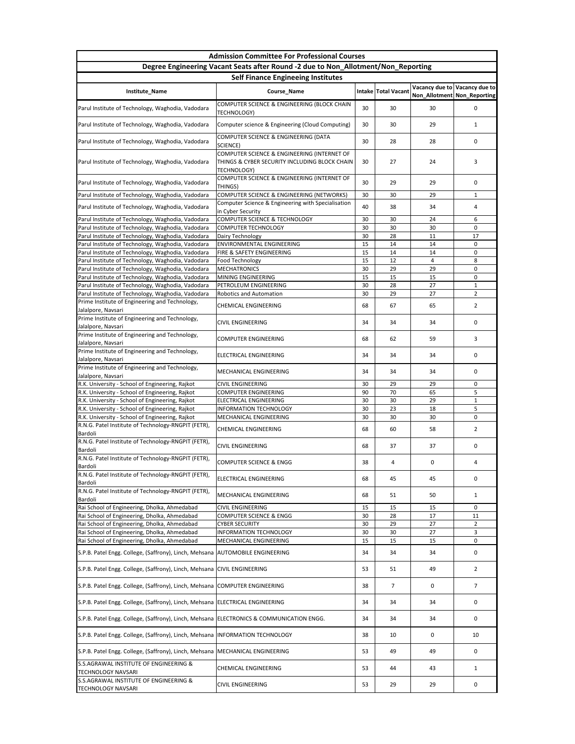## Admission Committee For Professional Courses

### Degree Engineering Vacant Seats after Round -2 due to Non_Allotment/Non_Reporting

### Self Finance Engineeing Institutes

| Institute_Name | Course_Name | Intake | Total Vacant | Vacancy due to Non_Allotment | Vacancy due to Non_Reporting |
|---|---|---|---|---|---|
| Parul Institute of Technology, Waghodia, Vadodara | COMPUTER SCIENCE & ENGINEERING (BLOCK CHAIN TECHNOLOGY) | 30 | 30 | 30 | 0 |
| Parul Institute of Technology, Waghodia, Vadodara | Computer science & Engineering (Cloud Computing) | 30 | 30 | 29 | 1 |
| Parul Institute of Technology, Waghodia, Vadodara | COMPUTER SCIENCE & ENGINEERING (DATA SCIENCE) | 30 | 28 | 28 | 0 |
| Parul Institute of Technology, Waghodia, Vadodara | COMPUTER SCIENCE & ENGINEERING (INTERNET OF THINGS & CYBER SECURITY INCLUDING BLOCK CHAIN TECHNOLOGY) | 30 | 27 | 24 | 3 |
| Parul Institute of Technology, Waghodia, Vadodara | COMPUTER SCIENCE & ENGINEERING (INTERNET OF THINGS) | 30 | 29 | 29 | 0 |
| Parul Institute of Technology, Waghodia, Vadodara | COMPUTER SCIENCE & ENGINEERING (NETWORKS) | 30 | 30 | 29 | 1 |
| Parul Institute of Technology, Waghodia, Vadodara | Computer Science & Engineering with Specialisation in Cyber Security | 40 | 38 | 34 | 4 |
| Parul Institute of Technology, Waghodia, Vadodara | COMPUTER SCIENCE & TECHNOLOGY | 30 | 30 | 24 | 6 |
| Parul Institute of Technology, Waghodia, Vadodara | COMPUTER TECHNOLOGY | 30 | 30 | 30 | 0 |
| Parul Institute of Technology, Waghodia, Vadodara | Dairy Technology | 30 | 28 | 11 | 17 |
| Parul Institute of Technology, Waghodia, Vadodara | ENVIRONMENTAL ENGINEERING | 15 | 14 | 14 | 0 |
| Parul Institute of Technology, Waghodia, Vadodara | FIRE & SAFETY ENGINEERING | 15 | 14 | 14 | 0 |
| Parul Institute of Technology, Waghodia, Vadodara | Food Technology | 15 | 12 | 4 | 8 |
| Parul Institute of Technology, Waghodia, Vadodara | MECHATRONICS | 30 | 29 | 29 | 0 |
| Parul Institute of Technology, Waghodia, Vadodara | MINING ENGINEERING | 15 | 15 | 15 | 0 |
| Parul Institute of Technology, Waghodia, Vadodara | PETROLEUM ENGINEERING | 30 | 28 | 27 | 1 |
| Parul Institute of Technology, Waghodia, Vadodara | Robotics and Automation | 30 | 29 | 27 | 2 |
| Prime Institute of Engineering and Technology, Jalalpore, Navsari | CHEMICAL ENGINEERING | 68 | 67 | 65 | 2 |
| Prime Institute of Engineering and Technology, Jalalpore, Navsari | CIVIL ENGINEERING | 34 | 34 | 34 | 0 |
| Prime Institute of Engineering and Technology, Jalalpore, Navsari | COMPUTER ENGINEERING | 68 | 62 | 59 | 3 |
| Prime Institute of Engineering and Technology, Jalalpore, Navsari | ELECTRICAL ENGINEERING | 34 | 34 | 34 | 0 |
| Prime Institute of Engineering and Technology, Jalalpore, Navsari | MECHANICAL ENGINEERING | 34 | 34 | 34 | 0 |
| R.K. University - School of Engineering, Rajkot | CIVIL ENGINEERING | 30 | 29 | 29 | 0 |
| R.K. University - School of Engineering, Rajkot | COMPUTER ENGINEERING | 90 | 70 | 65 | 5 |
| R.K. University - School of Engineering, Rajkot | ELECTRICAL ENGINEERING | 30 | 30 | 29 | 1 |
| R.K. University - School of Engineering, Rajkot | INFORMATION TECHNOLOGY | 30 | 23 | 18 | 5 |
| R.K. University - School of Engineering, Rajkot | MECHANICAL ENGINEERING | 30 | 30 | 30 | 0 |
| R.N.G. Patel Institute of Technology-RNGPIT (FETR), Bardoli | CHEMICAL ENGINEERING | 68 | 60 | 58 | 2 |
| R.N.G. Patel Institute of Technology-RNGPIT (FETR), Bardoli | CIVIL ENGINEERING | 68 | 37 | 37 | 0 |
| R.N.G. Patel Institute of Technology-RNGPIT (FETR), Bardoli | COMPUTER SCIENCE & ENGG | 38 | 4 | 0 | 4 |
| R.N.G. Patel Institute of Technology-RNGPIT (FETR), Bardoli | ELECTRICAL ENGINEERING | 68 | 45 | 45 | 0 |
| R.N.G. Patel Institute of Technology-RNGPIT (FETR), Bardoli | MECHANICAL ENGINEERING | 68 | 51 | 50 | 1 |
| Rai School of Engineering, Dholka, Ahmedabad | CIVIL ENGINEERING | 15 | 15 | 15 | 0 |
| Rai School of Engineering, Dholka, Ahmedabad | COMPUTER SCIENCE & ENGG | 30 | 28 | 17 | 11 |
| Rai School of Engineering, Dholka, Ahmedabad | CYBER SECURITY | 30 | 29 | 27 | 2 |
| Rai School of Engineering, Dholka, Ahmedabad | INFORMATION TECHNOLOGY | 30 | 30 | 27 | 3 |
| Rai School of Engineering, Dholka, Ahmedabad | MECHANICAL ENGINEERING | 15 | 15 | 15 | 0 |
| S.P.B. Patel Engg. College, (Saffrony), Linch, Mehsana | AUTOMOBILE ENGINEERING | 34 | 34 | 34 | 0 |
| S.P.B. Patel Engg. College, (Saffrony), Linch, Mehsana | CIVIL ENGINEERING | 53 | 51 | 49 | 2 |
| S.P.B. Patel Engg. College, (Saffrony), Linch, Mehsana | COMPUTER ENGINEERING | 38 | 7 | 0 | 7 |
| S.P.B. Patel Engg. College, (Saffrony), Linch, Mehsana | ELECTRICAL ENGINEERING | 34 | 34 | 34 | 0 |
| S.P.B. Patel Engg. College, (Saffrony), Linch, Mehsana | ELECTRONICS & COMMUNICATION ENGG. | 34 | 34 | 34 | 0 |
| S.P.B. Patel Engg. College, (Saffrony), Linch, Mehsana | INFORMATION TECHNOLOGY | 38 | 10 | 0 | 10 |
| S.P.B. Patel Engg. College, (Saffrony), Linch, Mehsana | MECHANICAL ENGINEERING | 53 | 49 | 49 | 0 |
| S.S.AGRAWAL INSTITUTE OF ENGINEERING & TECHNOLOGY NAVSARI | CHEMICAL ENGINEERING | 53 | 44 | 43 | 1 |
| S.S.AGRAWAL INSTITUTE OF ENGINEERING & TECHNOLOGY NAVSARI | CIVIL ENGINEERING | 53 | 29 | 29 | 0 |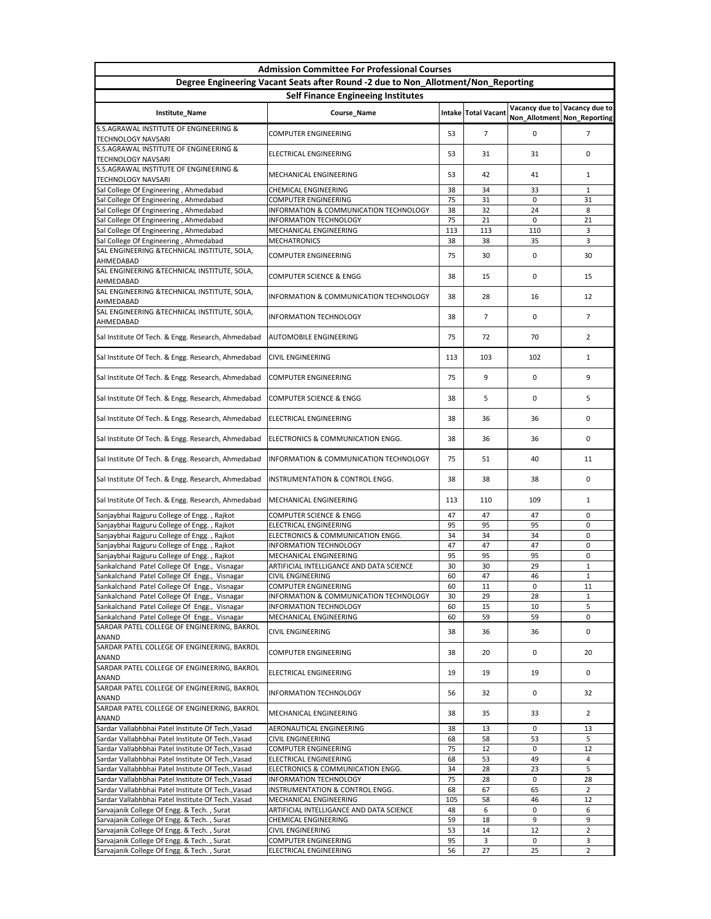| Admission Committee For Professional Courses | | | | | |
|---|---|---|---|---|---|
| Degree Engineering Vacant Seats after Round -2 due to Non_Allotment/Non_Reporting | | | | | |
| Self Finance Engineeing Institutes | | | | | |
| Institute_Name | Course_Name | Intake | Total Vacant | Vacancy due to Non_Allotment | Vacancy due to Non_Reporting |
| S.S.AGRAWAL INSTITUTE OF ENGINEERING & TECHNOLOGY NAVSARI | COMPUTER ENGINEERING | 53 | 7 | 0 | 7 |
| S.S.AGRAWAL INSTITUTE OF ENGINEERING & TECHNOLOGY NAVSARI | ELECTRICAL ENGINEERING | 53 | 31 | 31 | 0 |
| S.S.AGRAWAL INSTITUTE OF ENGINEERING & TECHNOLOGY NAVSARI | MECHANICAL ENGINEERING | 53 | 42 | 41 | 1 |
| Sal College Of Engineering , Ahmedabad | CHEMICAL ENGINEERING | 38 | 34 | 33 | 1 |
| Sal College Of Engineering , Ahmedabad | COMPUTER ENGINEERING | 75 | 31 | 0 | 31 |
| Sal College Of Engineering , Ahmedabad | INFORMATION & COMMUNICATION TECHNOLOGY | 38 | 32 | 24 | 8 |
| Sal College Of Engineering , Ahmedabad | INFORMATION TECHNOLOGY | 75 | 21 | 0 | 21 |
| Sal College Of Engineering , Ahmedabad | MECHANICAL ENGINEERING | 113 | 113 | 110 | 3 |
| Sal College Of Engineering , Ahmedabad | MECHATRONICS | 38 | 38 | 35 | 3 |
| SAL ENGINEERING &TECHNICAL INSTITUTE, SOLA, AHMEDABAD | COMPUTER ENGINEERING | 75 | 30 | 0 | 30 |
| SAL ENGINEERING &TECHNICAL INSTITUTE, SOLA, AHMEDABAD | COMPUTER SCIENCE & ENGG | 38 | 15 | 0 | 15 |
| SAL ENGINEERING &TECHNICAL INSTITUTE, SOLA, AHMEDABAD | INFORMATION & COMMUNICATION TECHNOLOGY | 38 | 28 | 16 | 12 |
| SAL ENGINEERING &TECHNICAL INSTITUTE, SOLA, AHMEDABAD | INFORMATION TECHNOLOGY | 38 | 7 | 0 | 7 |
| Sal Institute Of Tech. & Engg. Research, Ahmedabad | AUTOMOBILE ENGINEERING | 75 | 72 | 70 | 2 |
| Sal Institute Of Tech. & Engg. Research, Ahmedabad | CIVIL ENGINEERING | 113 | 103 | 102 | 1 |
| Sal Institute Of Tech. & Engg. Research, Ahmedabad | COMPUTER ENGINEERING | 75 | 9 | 0 | 9 |
| Sal Institute Of Tech. & Engg. Research, Ahmedabad | COMPUTER SCIENCE & ENGG | 38 | 5 | 0 | 5 |
| Sal Institute Of Tech. & Engg. Research, Ahmedabad | ELECTRICAL ENGINEERING | 38 | 36 | 36 | 0 |
| Sal Institute Of Tech. & Engg. Research, Ahmedabad | ELECTRONICS & COMMUNICATION ENGG. | 38 | 36 | 36 | 0 |
| Sal Institute Of Tech. & Engg. Research, Ahmedabad | INFORMATION & COMMUNICATION TECHNOLOGY | 75 | 51 | 40 | 11 |
| Sal Institute Of Tech. & Engg. Research, Ahmedabad | INSTRUMENTATION & CONTROL ENGG. | 38 | 38 | 38 | 0 |
| Sal Institute Of Tech. & Engg. Research, Ahmedabad | MECHANICAL ENGINEERING | 113 | 110 | 109 | 1 |
| Sanjaybhai Rajguru College of Engg. , Rajkot | COMPUTER SCIENCE & ENGG | 47 | 47 | 47 | 0 |
| Sanjaybhai Rajguru College of Engg. , Rajkot | ELECTRICAL ENGINEERING | 95 | 95 | 95 | 0 |
| Sanjaybhai Rajguru College of Engg. , Rajkot | ELECTRONICS & COMMUNICATION ENGG. | 34 | 34 | 34 | 0 |
| Sanjaybhai Rajguru College of Engg. , Rajkot | INFORMATION TECHNOLOGY | 47 | 47 | 47 | 0 |
| Sanjaybhai Rajguru College of Engg. , Rajkot | MECHANICAL ENGINEERING | 95 | 95 | 95 | 0 |
| Sankalchand Patel College Of Engg., Visnagar | ARTIFICIAL INTELLIGANCE AND DATA SCIENCE | 30 | 30 | 29 | 1 |
| Sankalchand Patel College Of Engg., Visnagar | CIVIL ENGINEERING | 60 | 47 | 46 | 1 |
| Sankalchand Patel College Of Engg., Visnagar | COMPUTER ENGINEERING | 60 | 11 | 0 | 11 |
| Sankalchand Patel College Of Engg., Visnagar | INFORMATION & COMMUNICATION TECHNOLOGY | 30 | 29 | 28 | 1 |
| Sankalchand Patel College Of Engg., Visnagar | INFORMATION TECHNOLOGY | 60 | 15 | 10 | 5 |
| Sankalchand Patel College Of Engg., Visnagar | MECHANICAL ENGINEERING | 60 | 59 | 59 | 0 |
| SARDAR PATEL COLLEGE OF ENGINEERING, BAKROL ANAND | CIVIL ENGINEERING | 38 | 36 | 36 | 0 |
| SARDAR PATEL COLLEGE OF ENGINEERING, BAKROL ANAND | COMPUTER ENGINEERING | 38 | 20 | 0 | 20 |
| SARDAR PATEL COLLEGE OF ENGINEERING, BAKROL ANAND | ELECTRICAL ENGINEERING | 19 | 19 | 19 | 0 |
| SARDAR PATEL COLLEGE OF ENGINEERING, BAKROL ANAND | INFORMATION TECHNOLOGY | 56 | 32 | 0 | 32 |
| SARDAR PATEL COLLEGE OF ENGINEERING, BAKROL ANAND | MECHANICAL ENGINEERING | 38 | 35 | 33 | 2 |
| Sardar Vallabhbhai Patel Institute Of Tech.,Vasad | AERONAUTICAL ENGINEERING | 38 | 13 | 0 | 13 |
| Sardar Vallabhbhai Patel Institute Of Tech.,Vasad | CIVIL ENGINEERING | 68 | 58 | 53 | 5 |
| Sardar Vallabhbhai Patel Institute Of Tech.,Vasad | COMPUTER ENGINEERING | 75 | 12 | 0 | 12 |
| Sardar Vallabhbhai Patel Institute Of Tech.,Vasad | ELECTRICAL ENGINEERING | 68 | 53 | 49 | 4 |
| Sardar Vallabhbhai Patel Institute Of Tech.,Vasad | ELECTRONICS & COMMUNICATION ENGG. | 34 | 28 | 23 | 5 |
| Sardar Vallabhbhai Patel Institute Of Tech.,Vasad | INFORMATION TECHNOLOGY | 75 | 28 | 0 | 28 |
| Sardar Vallabhbhai Patel Institute Of Tech.,Vasad | INSTRUMENTATION & CONTROL ENGG. | 68 | 67 | 65 | 2 |
| Sardar Vallabhbhai Patel Institute Of Tech.,Vasad | MECHANICAL ENGINEERING | 105 | 58 | 46 | 12 |
| Sarvajanik College Of Engg. & Tech. , Surat | ARTIFICIAL INTELLIGANCE AND DATA SCIENCE | 48 | 6 | 0 | 6 |
| Sarvajanik College Of Engg. & Tech. , Surat | CHEMICAL ENGINEERING | 59 | 18 | 9 | 9 |
| Sarvajanik College Of Engg. & Tech. , Surat | CIVIL ENGINEERING | 53 | 14 | 12 | 2 |
| Sarvajanik College Of Engg. & Tech. , Surat | COMPUTER ENGINEERING | 95 | 3 | 0 | 3 |
| Sarvajanik College Of Engg. & Tech. , Surat | ELECTRICAL ENGINEERING | 56 | 27 | 25 | 2 |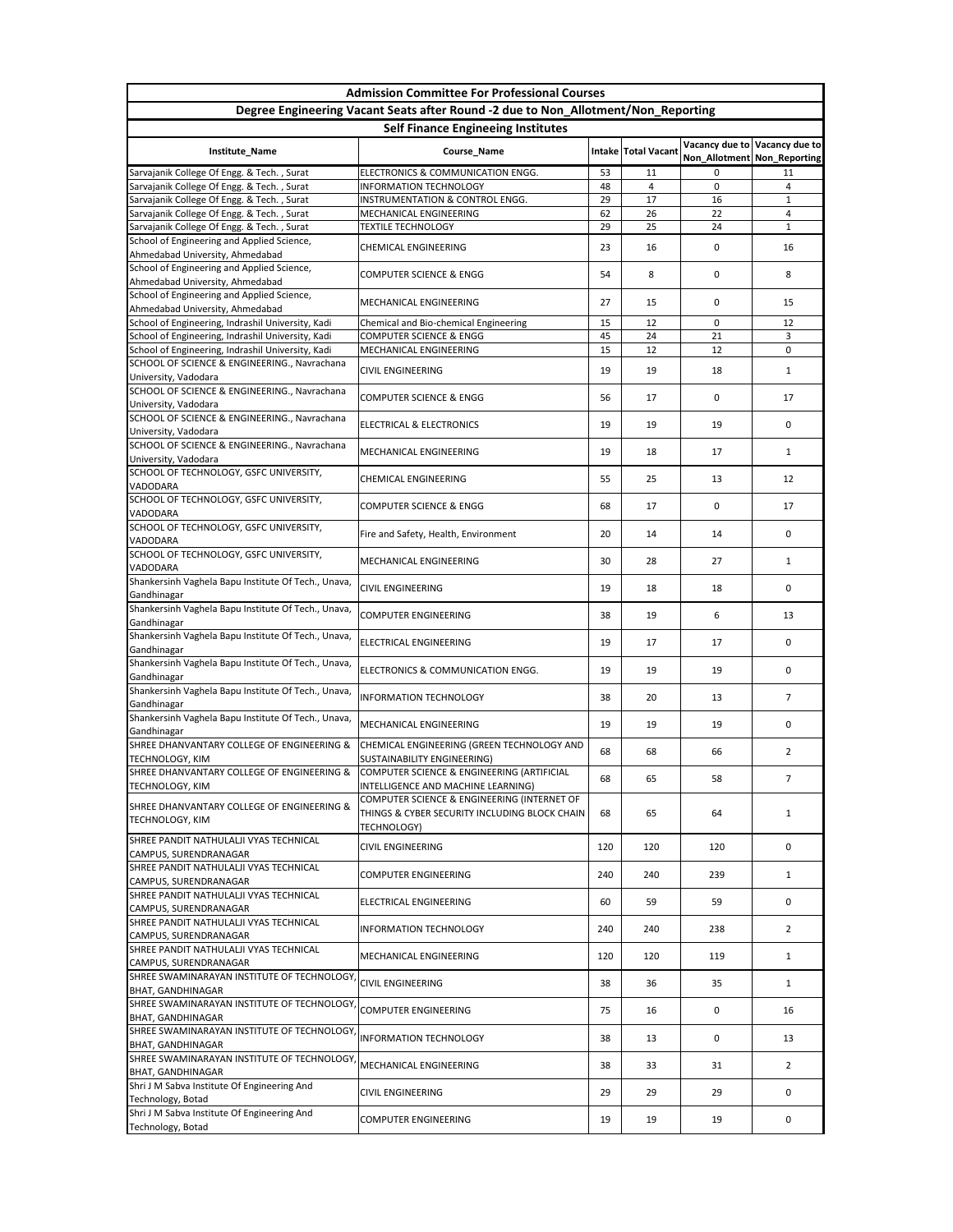## Admission Committee For Professional Courses

### Degree Engineering Vacant Seats after Round -2 due to Non_Allotment/Non_Reporting

### Self Finance Engineeing Institutes

| Institute_Name | Course_Name | Intake | Total Vacant | Vacancy due to Non_Allotment | Vacancy due to Non_Reporting |
|---|---|---|---|---|---|
| Sarvajanik College Of Engg. & Tech. , Surat | ELECTRONICS & COMMUNICATION ENGG. | 53 | 11 | 0 | 11 |
| Sarvajanik College Of Engg. & Tech. , Surat | INFORMATION TECHNOLOGY | 48 | 4 | 0 | 4 |
| Sarvajanik College Of Engg. & Tech. , Surat | INSTRUMENTATION & CONTROL ENGG. | 29 | 17 | 16 | 1 |
| Sarvajanik College Of Engg. & Tech. , Surat | MECHANICAL ENGINEERING | 62 | 26 | 22 | 4 |
| Sarvajanik College Of Engg. & Tech. , Surat | TEXTILE TECHNOLOGY | 29 | 25 | 24 | 1 |
| School of Engineering and Applied Science, Ahmedabad University, Ahmedabad | CHEMICAL ENGINEERING | 23 | 16 | 0 | 16 |
| School of Engineering and Applied Science, Ahmedabad University, Ahmedabad | COMPUTER SCIENCE & ENGG | 54 | 8 | 0 | 8 |
| School of Engineering and Applied Science, Ahmedabad University, Ahmedabad | MECHANICAL ENGINEERING | 27 | 15 | 0 | 15 |
| School of Engineering, Indrashil University, Kadi | Chemical and Bio-chemical Engineering | 15 | 12 | 0 | 12 |
| School of Engineering, Indrashil University, Kadi | COMPUTER SCIENCE & ENGG | 45 | 24 | 21 | 3 |
| School of Engineering, Indrashil University, Kadi | MECHANICAL ENGINEERING | 15 | 12 | 12 | 0 |
| SCHOOL OF SCIENCE & ENGINEERING., Navrachana University, Vadodara | CIVIL ENGINEERING | 19 | 19 | 18 | 1 |
| SCHOOL OF SCIENCE & ENGINEERING., Navrachana University, Vadodara | COMPUTER SCIENCE & ENGG | 56 | 17 | 0 | 17 |
| SCHOOL OF SCIENCE & ENGINEERING., Navrachana University, Vadodara | ELECTRICAL & ELECTRONICS | 19 | 19 | 19 | 0 |
| SCHOOL OF SCIENCE & ENGINEERING., Navrachana University, Vadodara | MECHANICAL ENGINEERING | 19 | 18 | 17 | 1 |
| SCHOOL OF TECHNOLOGY, GSFC UNIVERSITY, VADODARA | CHEMICAL ENGINEERING | 55 | 25 | 13 | 12 |
| SCHOOL OF TECHNOLOGY, GSFC UNIVERSITY, VADODARA | COMPUTER SCIENCE & ENGG | 68 | 17 | 0 | 17 |
| SCHOOL OF TECHNOLOGY, GSFC UNIVERSITY, VADODARA | Fire and Safety, Health, Environment | 20 | 14 | 14 | 0 |
| SCHOOL OF TECHNOLOGY, GSFC UNIVERSITY, VADODARA | MECHANICAL ENGINEERING | 30 | 28 | 27 | 1 |
| Shankersinh Vaghela Bapu Institute Of Tech., Unava, Gandhinagar | CIVIL ENGINEERING | 19 | 18 | 18 | 0 |
| Shankersinh Vaghela Bapu Institute Of Tech., Unava, Gandhinagar | COMPUTER ENGINEERING | 38 | 19 | 6 | 13 |
| Shankersinh Vaghela Bapu Institute Of Tech., Unava, Gandhinagar | ELECTRICAL ENGINEERING | 19 | 17 | 17 | 0 |
| Shankersinh Vaghela Bapu Institute Of Tech., Unava, Gandhinagar | ELECTRONICS & COMMUNICATION ENGG. | 19 | 19 | 19 | 0 |
| Shankersinh Vaghela Bapu Institute Of Tech., Unava, Gandhinagar | INFORMATION TECHNOLOGY | 38 | 20 | 13 | 7 |
| Shankersinh Vaghela Bapu Institute Of Tech., Unava, Gandhinagar | MECHANICAL ENGINEERING | 19 | 19 | 19 | 0 |
| SHREE DHANVANTARY COLLEGE OF ENGINEERING & TECHNOLOGY, KIM | CHEMICAL ENGINEERING (GREEN TECHNOLOGY AND SUSTAINABILITY ENGINEERING) | 68 | 68 | 66 | 2 |
| SHREE DHANVANTARY COLLEGE OF ENGINEERING & TECHNOLOGY, KIM | COMPUTER SCIENCE & ENGINEERING (ARTIFICIAL INTELLIGENCE AND MACHINE LEARNING) | 68 | 65 | 58 | 7 |
| SHREE DHANVANTARY COLLEGE OF ENGINEERING & TECHNOLOGY, KIM | COMPUTER SCIENCE & ENGINEERING (INTERNET OF THINGS & CYBER SECURITY INCLUDING BLOCK CHAIN TECHNOLOGY) | 68 | 65 | 64 | 1 |
| SHREE PANDIT NATHULALJI VYAS TECHNICAL CAMPUS, SURENDRANAGAR | CIVIL ENGINEERING | 120 | 120 | 120 | 0 |
| SHREE PANDIT NATHULALJI VYAS TECHNICAL CAMPUS, SURENDRANAGAR | COMPUTER ENGINEERING | 240 | 240 | 239 | 1 |
| SHREE PANDIT NATHULALJI VYAS TECHNICAL CAMPUS, SURENDRANAGAR | ELECTRICAL ENGINEERING | 60 | 59 | 59 | 0 |
| SHREE PANDIT NATHULALJI VYAS TECHNICAL CAMPUS, SURENDRANAGAR | INFORMATION TECHNOLOGY | 240 | 240 | 238 | 2 |
| SHREE PANDIT NATHULALJI VYAS TECHNICAL CAMPUS, SURENDRANAGAR | MECHANICAL ENGINEERING | 120 | 120 | 119 | 1 |
| SHREE SWAMINARAYAN INSTITUTE OF TECHNOLOGY, BHAT, GANDHINAGAR | CIVIL ENGINEERING | 38 | 36 | 35 | 1 |
| SHREE SWAMINARAYAN INSTITUTE OF TECHNOLOGY, BHAT, GANDHINAGAR | COMPUTER ENGINEERING | 75 | 16 | 0 | 16 |
| SHREE SWAMINARAYAN INSTITUTE OF TECHNOLOGY, BHAT, GANDHINAGAR | INFORMATION TECHNOLOGY | 38 | 13 | 0 | 13 |
| SHREE SWAMINARAYAN INSTITUTE OF TECHNOLOGY, BHAT, GANDHINAGAR | MECHANICAL ENGINEERING | 38 | 33 | 31 | 2 |
| Shri J M Sabva Institute Of Engineering And Technology, Botad | CIVIL ENGINEERING | 29 | 29 | 29 | 0 |
| Shri J M Sabva Institute Of Engineering And Technology, Botad | COMPUTER ENGINEERING | 19 | 19 | 19 | 0 |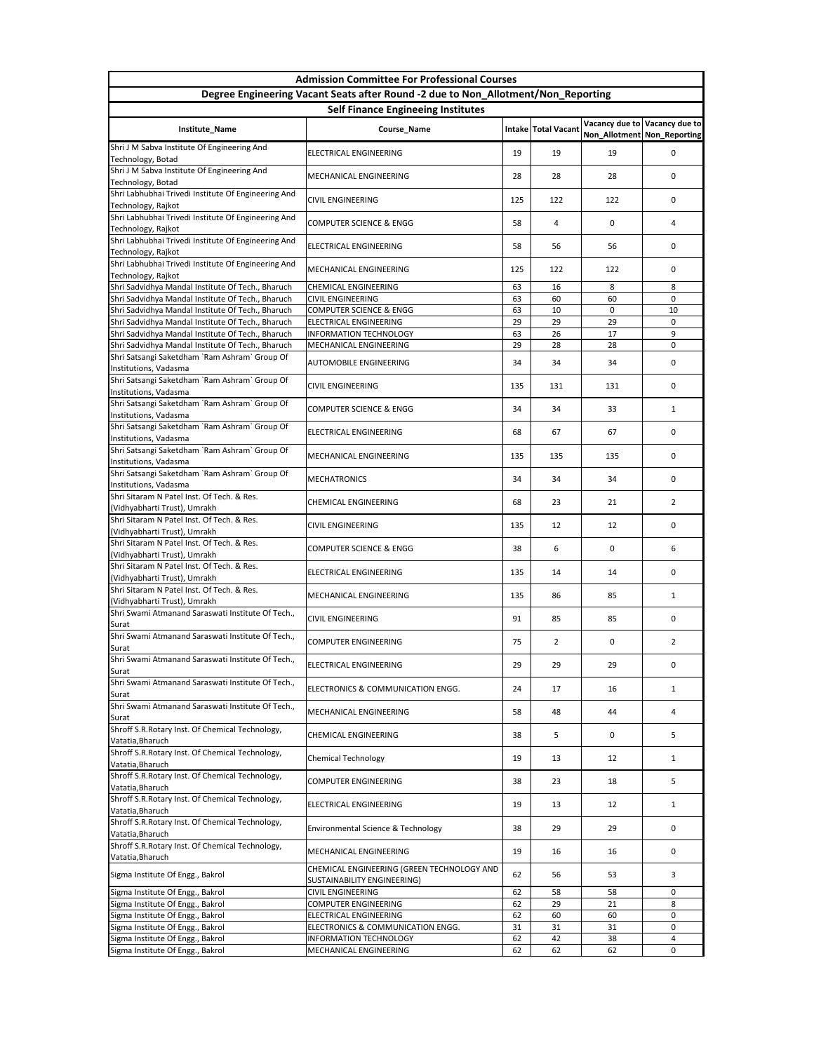| Admission Committee For Professional Courses | | | | | |
|---|---|---|---|---|---|
| Degree Engineering Vacant Seats after Round -2 due to Non_Allotment/Non_Reporting | | | | | |
| Self Finance Engineeing Institutes | | | | | |
| Institute_Name | Course_Name | Intake | Total Vacant | Vacancy due to Non_Allotment | Vacancy due to Non_Reporting |
| Shri J M Sabva Institute Of Engineering And Technology, Botad | ELECTRICAL ENGINEERING | 19 | 19 | 19 | 0 |
| Shri J M Sabva Institute Of Engineering And Technology, Botad | MECHANICAL ENGINEERING | 28 | 28 | 28 | 0 |
| Shri Labhubhai Trivedi Institute Of Engineering And Technology, Rajkot | CIVIL ENGINEERING | 125 | 122 | 122 | 0 |
| Shri Labhubhai Trivedi Institute Of Engineering And Technology, Rajkot | COMPUTER SCIENCE & ENGG | 58 | 4 | 0 | 4 |
| Shri Labhubhai Trivedi Institute Of Engineering And Technology, Rajkot | ELECTRICAL ENGINEERING | 58 | 56 | 56 | 0 |
| Shri Labhubhai Trivedi Institute Of Engineering And Technology, Rajkot | MECHANICAL ENGINEERING | 125 | 122 | 122 | 0 |
| Shri Sadvidhya Mandal Institute Of Tech., Bharuch | CHEMICAL ENGINEERING | 63 | 16 | 8 | 8 |
| Shri Sadvidhya Mandal Institute Of Tech., Bharuch | CIVIL ENGINEERING | 63 | 60 | 60 | 0 |
| Shri Sadvidhya Mandal Institute Of Tech., Bharuch | COMPUTER SCIENCE & ENGG | 63 | 10 | 0 | 10 |
| Shri Sadvidhya Mandal Institute Of Tech., Bharuch | ELECTRICAL ENGINEERING | 29 | 29 | 29 | 0 |
| Shri Sadvidhya Mandal Institute Of Tech., Bharuch | INFORMATION TECHNOLOGY | 63 | 26 | 17 | 9 |
| Shri Sadvidhya Mandal Institute Of Tech., Bharuch | MECHANICAL ENGINEERING | 29 | 28 | 28 | 0 |
| Shri Satsangi Saketdham `Ram Ashram` Group Of Institutions, Vadasma | AUTOMOBILE ENGINEERING | 34 | 34 | 34 | 0 |
| Shri Satsangi Saketdham `Ram Ashram` Group Of Institutions, Vadasma | CIVIL ENGINEERING | 135 | 131 | 131 | 0 |
| Shri Satsangi Saketdham `Ram Ashram` Group Of Institutions, Vadasma | COMPUTER SCIENCE & ENGG | 34 | 34 | 33 | 1 |
| Shri Satsangi Saketdham `Ram Ashram` Group Of Institutions, Vadasma | ELECTRICAL ENGINEERING | 68 | 67 | 67 | 0 |
| Shri Satsangi Saketdham `Ram Ashram` Group Of Institutions, Vadasma | MECHANICAL ENGINEERING | 135 | 135 | 135 | 0 |
| Shri Satsangi Saketdham `Ram Ashram` Group Of Institutions, Vadasma | MECHATRONICS | 34 | 34 | 34 | 0 |
| Shri Sitaram N Patel Inst. Of Tech. & Res. (Vidhyabharti Trust), Umrakh | CHEMICAL ENGINEERING | 68 | 23 | 21 | 2 |
| Shri Sitaram N Patel Inst. Of Tech. & Res. (Vidhyabharti Trust), Umrakh | CIVIL ENGINEERING | 135 | 12 | 12 | 0 |
| Shri Sitaram N Patel Inst. Of Tech. & Res. (Vidhyabharti Trust), Umrakh | COMPUTER SCIENCE & ENGG | 38 | 6 | 0 | 6 |
| Shri Sitaram N Patel Inst. Of Tech. & Res. (Vidhyabharti Trust), Umrakh | ELECTRICAL ENGINEERING | 135 | 14 | 14 | 0 |
| Shri Sitaram N Patel Inst. Of Tech. & Res. (Vidhyabharti Trust), Umrakh | MECHANICAL ENGINEERING | 135 | 86 | 85 | 1 |
| Shri Swami Atmanand Saraswati Institute Of Tech., Surat | CIVIL ENGINEERING | 91 | 85 | 85 | 0 |
| Shri Swami Atmanand Saraswati Institute Of Tech., Surat | COMPUTER ENGINEERING | 75 | 2 | 0 | 2 |
| Shri Swami Atmanand Saraswati Institute Of Tech., Surat | ELECTRICAL ENGINEERING | 29 | 29 | 29 | 0 |
| Shri Swami Atmanand Saraswati Institute Of Tech., Surat | ELECTRONICS & COMMUNICATION ENGG. | 24 | 17 | 16 | 1 |
| Shri Swami Atmanand Saraswati Institute Of Tech., Surat | MECHANICAL ENGINEERING | 58 | 48 | 44 | 4 |
| Shroff S.R.Rotary Inst. Of Chemical Technology, Vatatia,Bharuch | CHEMICAL ENGINEERING | 38 | 5 | 0 | 5 |
| Shroff S.R.Rotary Inst. Of Chemical Technology, Vatatia,Bharuch | Chemical Technology | 19 | 13 | 12 | 1 |
| Shroff S.R.Rotary Inst. Of Chemical Technology, Vatatia,Bharuch | COMPUTER ENGINEERING | 38 | 23 | 18 | 5 |
| Shroff S.R.Rotary Inst. Of Chemical Technology, Vatatia,Bharuch | ELECTRICAL ENGINEERING | 19 | 13 | 12 | 1 |
| Shroff S.R.Rotary Inst. Of Chemical Technology, Vatatia,Bharuch | Environmental Science & Technology | 38 | 29 | 29 | 0 |
| Shroff S.R.Rotary Inst. Of Chemical Technology, Vatatia,Bharuch | MECHANICAL ENGINEERING | 19 | 16 | 16 | 0 |
| Sigma Institute Of Engg., Bakrol | CHEMICAL ENGINEERING (GREEN TECHNOLOGY AND SUSTAINABILITY ENGINEERING) | 62 | 56 | 53 | 3 |
| Sigma Institute Of Engg., Bakrol | CIVIL ENGINEERING | 62 | 58 | 58 | 0 |
| Sigma Institute Of Engg., Bakrol | COMPUTER ENGINEERING | 62 | 29 | 21 | 8 |
| Sigma Institute Of Engg., Bakrol | ELECTRICAL ENGINEERING | 62 | 60 | 60 | 0 |
| Sigma Institute Of Engg., Bakrol | ELECTRONICS & COMMUNICATION ENGG. | 31 | 31 | 31 | 0 |
| Sigma Institute Of Engg., Bakrol | INFORMATION TECHNOLOGY | 62 | 42 | 38 | 4 |
| Sigma Institute Of Engg., Bakrol | MECHANICAL ENGINEERING | 62 | 62 | 62 | 0 |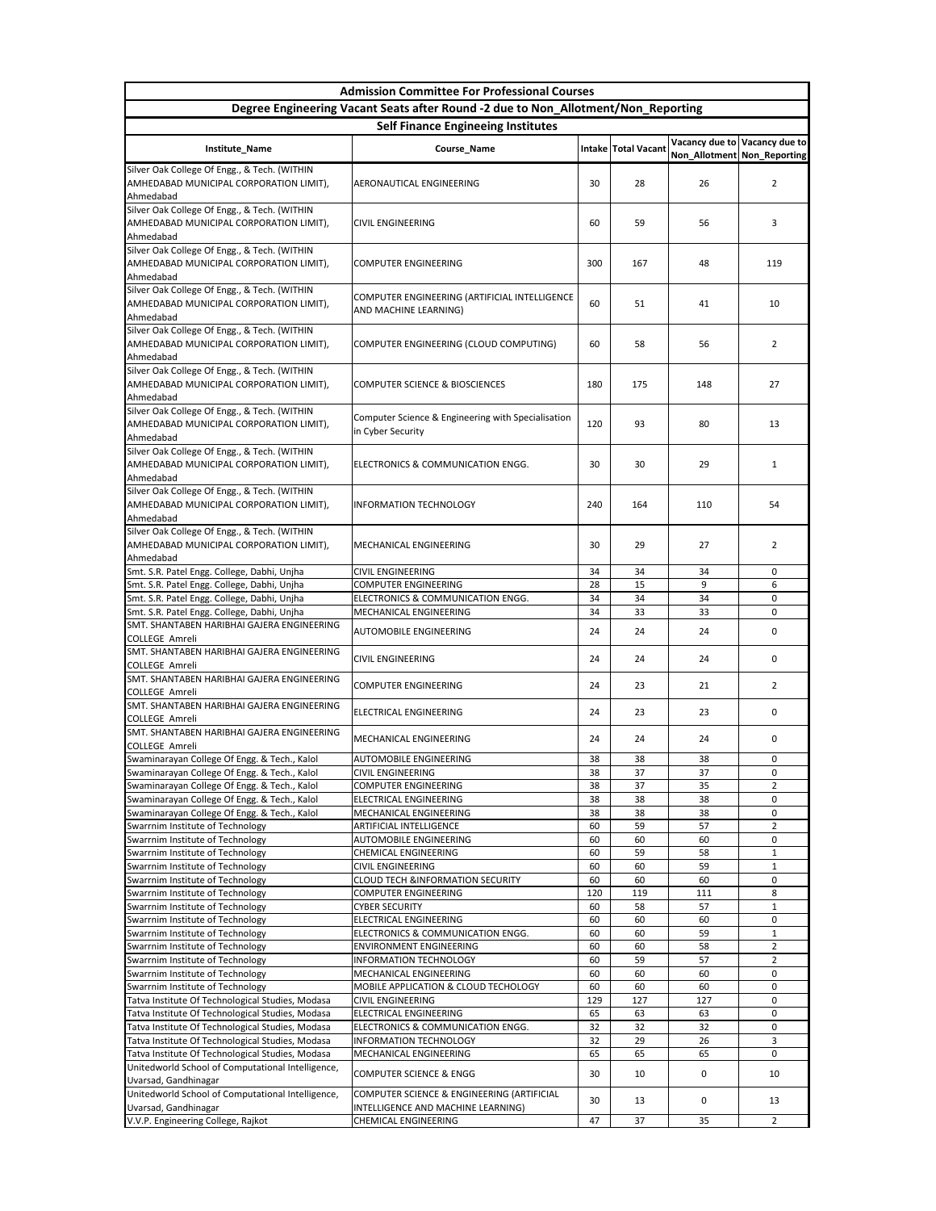| Admission Committee For Professional Courses | | | | | |
|---|---|---|---|---|---|
| Degree Engineering Vacant Seats after Round -2 due to Non_Allotment/Non_Reporting | | | | | |
| Self Finance Engineeing Institutes | | | | | |
| Institute_Name | Course_Name | Intake | Total Vacant | Vacancy due to Non_Allotment | Vacancy due to Non_Reporting |
| Silver Oak College Of Engg., & Tech. (WITHIN AMHEDABAD MUNICIPAL CORPORATION LIMIT), Ahmedabad | AERONAUTICAL ENGINEERING | 30 | 28 | 26 | 2 |
| Silver Oak College Of Engg., & Tech. (WITHIN AMHEDABAD MUNICIPAL CORPORATION LIMIT), Ahmedabad | CIVIL ENGINEERING | 60 | 59 | 56 | 3 |
| Silver Oak College Of Engg., & Tech. (WITHIN AMHEDABAD MUNICIPAL CORPORATION LIMIT), Ahmedabad | COMPUTER ENGINEERING | 300 | 167 | 48 | 119 |
| Silver Oak College Of Engg., & Tech. (WITHIN AMHEDABAD MUNICIPAL CORPORATION LIMIT), Ahmedabad | COMPUTER ENGINEERING (ARTIFICIAL INTELLIGENCE AND MACHINE LEARNING) | 60 | 51 | 41 | 10 |
| Silver Oak College Of Engg., & Tech. (WITHIN AMHEDABAD MUNICIPAL CORPORATION LIMIT), Ahmedabad | COMPUTER ENGINEERING (CLOUD COMPUTING) | 60 | 58 | 56 | 2 |
| Silver Oak College Of Engg., & Tech. (WITHIN AMHEDABAD MUNICIPAL CORPORATION LIMIT), Ahmedabad | COMPUTER SCIENCE & BIOSCIENCES | 180 | 175 | 148 | 27 |
| Silver Oak College Of Engg., & Tech. (WITHIN AMHEDABAD MUNICIPAL CORPORATION LIMIT), Ahmedabad | Computer Science & Engineering with Specialisation in Cyber Security | 120 | 93 | 80 | 13 |
| Silver Oak College Of Engg., & Tech. (WITHIN AMHEDABAD MUNICIPAL CORPORATION LIMIT), Ahmedabad | ELECTRONICS & COMMUNICATION ENGG. | 30 | 30 | 29 | 1 |
| Silver Oak College Of Engg., & Tech. (WITHIN AMHEDABAD MUNICIPAL CORPORATION LIMIT), Ahmedabad | INFORMATION TECHNOLOGY | 240 | 164 | 110 | 54 |
| Silver Oak College Of Engg., & Tech. (WITHIN AMHEDABAD MUNICIPAL CORPORATION LIMIT), Ahmedabad | MECHANICAL ENGINEERING | 30 | 29 | 27 | 2 |
| Smt. S.R. Patel Engg. College, Dabhi, Unjha | CIVIL ENGINEERING | 34 | 34 | 34 | 0 |
| Smt. S.R. Patel Engg. College, Dabhi, Unjha | COMPUTER ENGINEERING | 28 | 15 | 9 | 6 |
| Smt. S.R. Patel Engg. College, Dabhi, Unjha | ELECTRONICS & COMMUNICATION ENGG. | 34 | 34 | 34 | 0 |
| Smt. S.R. Patel Engg. College, Dabhi, Unjha | MECHANICAL ENGINEERING | 34 | 33 | 33 | 0 |
| SMT. SHANTABEN HARIBHAI GAJERA ENGINEERING COLLEGE Amreli | AUTOMOBILE ENGINEERING | 24 | 24 | 24 | 0 |
| SMT. SHANTABEN HARIBHAI GAJERA ENGINEERING COLLEGE Amreli | CIVIL ENGINEERING | 24 | 24 | 24 | 0 |
| SMT. SHANTABEN HARIBHAI GAJERA ENGINEERING COLLEGE Amreli | COMPUTER ENGINEERING | 24 | 23 | 21 | 2 |
| SMT. SHANTABEN HARIBHAI GAJERA ENGINEERING COLLEGE Amreli | ELECTRICAL ENGINEERING | 24 | 23 | 23 | 0 |
| SMT. SHANTABEN HARIBHAI GAJERA ENGINEERING COLLEGE Amreli | MECHANICAL ENGINEERING | 24 | 24 | 24 | 0 |
| Swaminarayan College Of Engg. & Tech., Kalol | AUTOMOBILE ENGINEERING | 38 | 38 | 38 | 0 |
| Swaminarayan College Of Engg. & Tech., Kalol | CIVIL ENGINEERING | 38 | 37 | 37 | 0 |
| Swaminarayan College Of Engg. & Tech., Kalol | COMPUTER ENGINEERING | 38 | 37 | 35 | 2 |
| Swaminarayan College Of Engg. & Tech., Kalol | ELECTRICAL ENGINEERING | 38 | 38 | 38 | 0 |
| Swaminarayan College Of Engg. & Tech., Kalol | MECHANICAL ENGINEERING | 38 | 38 | 38 | 0 |
| Swarrnim Institute of Technology | ARTIFICIAL INTELLIGENCE | 60 | 59 | 57 | 2 |
| Swarrnim Institute of Technology | AUTOMOBILE ENGINEERING | 60 | 60 | 60 | 0 |
| Swarrnim Institute of Technology | CHEMICAL ENGINEERING | 60 | 59 | 58 | 1 |
| Swarrnim Institute of Technology | CIVIL ENGINEERING | 60 | 60 | 59 | 1 |
| Swarrnim Institute of Technology | CLOUD TECH &INFORMATION SECURITY | 60 | 60 | 60 | 0 |
| Swarrnim Institute of Technology | COMPUTER ENGINEERING | 120 | 119 | 111 | 8 |
| Swarrnim Institute of Technology | CYBER SECURITY | 60 | 58 | 57 | 1 |
| Swarrnim Institute of Technology | ELECTRICAL ENGINEERING | 60 | 60 | 60 | 0 |
| Swarrnim Institute of Technology | ELECTRONICS & COMMUNICATION ENGG. | 60 | 60 | 59 | 1 |
| Swarrnim Institute of Technology | ENVIRONMENT ENGINEERING | 60 | 60 | 58 | 2 |
| Swarrnim Institute of Technology | INFORMATION TECHNOLOGY | 60 | 59 | 57 | 2 |
| Swarrnim Institute of Technology | MECHANICAL ENGINEERING | 60 | 60 | 60 | 0 |
| Swarrnim Institute of Technology | MOBILE APPLICATION & CLOUD TECHOLOGY | 60 | 60 | 60 | 0 |
| Tatva Institute Of Technological Studies, Modasa | CIVIL ENGINEERING | 129 | 127 | 127 | 0 |
| Tatva Institute Of Technological Studies, Modasa | ELECTRICAL ENGINEERING | 65 | 63 | 63 | 0 |
| Tatva Institute Of Technological Studies, Modasa | ELECTRONICS & COMMUNICATION ENGG. | 32 | 32 | 32 | 0 |
| Tatva Institute Of Technological Studies, Modasa | INFORMATION TECHNOLOGY | 32 | 29 | 26 | 3 |
| Tatva Institute Of Technological Studies, Modasa | MECHANICAL ENGINEERING | 65 | 65 | 65 | 0 |
| Unitedworld School of Computational Intelligence, Uvarsad, Gandhinagar | COMPUTER SCIENCE & ENGG | 30 | 10 | 0 | 10 |
| Unitedworld School of Computational Intelligence, Uvarsad, Gandhinagar | COMPUTER SCIENCE & ENGINEERING (ARTIFICIAL INTELLIGENCE AND MACHINE LEARNING) | 30 | 13 | 0 | 13 |
| V.V.P. Engineering College, Rajkot | CHEMICAL ENGINEERING | 47 | 37 | 35 | 2 |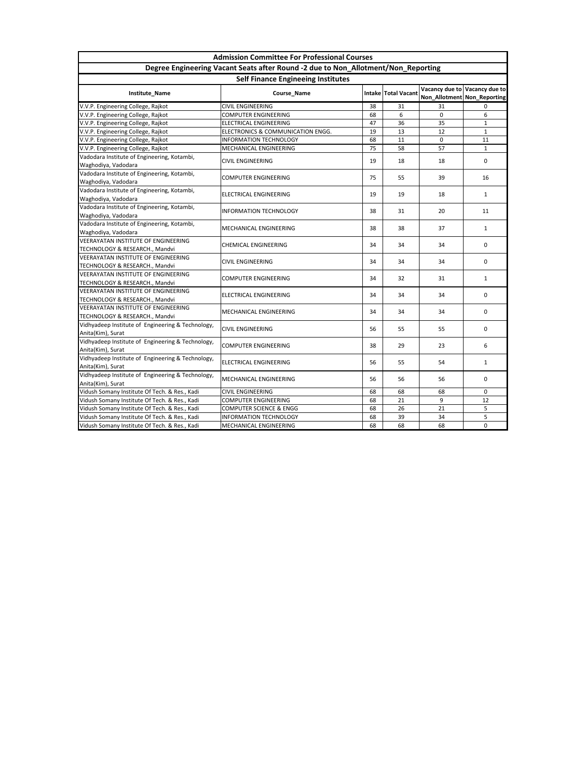## Admission Committee For Professional Courses

### Degree Engineering Vacant Seats after Round -2 due to Non_Allotment/Non_Reporting

### Self Finance Engineeing Institutes

| Institute_Name | Course_Name | Intake | Total Vacant | Vacancy due to Non_Allotment | Vacancy due to Non_Reporting |
|---|---|---|---|---|---|
| V.V.P. Engineering College, Rajkot | CIVIL ENGINEERING | 38 | 31 | 31 | 0 |
| V.V.P. Engineering College, Rajkot | COMPUTER ENGINEERING | 68 | 6 | 0 | 6 |
| V.V.P. Engineering College, Rajkot | ELECTRICAL ENGINEERING | 47 | 36 | 35 | 1 |
| V.V.P. Engineering College, Rajkot | ELECTRONICS & COMMUNICATION ENGG. | 19 | 13 | 12 | 1 |
| V.V.P. Engineering College, Rajkot | INFORMATION TECHNOLOGY | 68 | 11 | 0 | 11 |
| V.V.P. Engineering College, Rajkot | MECHANICAL ENGINEERING | 75 | 58 | 57 | 1 |
| Vadodara Institute of Engineering, Kotambi, Waghodiya, Vadodara | CIVIL ENGINEERING | 19 | 18 | 18 | 0 |
| Vadodara Institute of Engineering, Kotambi, Waghodiya, Vadodara | COMPUTER ENGINEERING | 75 | 55 | 39 | 16 |
| Vadodara Institute of Engineering, Kotambi, Waghodiya, Vadodara | ELECTRICAL ENGINEERING | 19 | 19 | 18 | 1 |
| Vadodara Institute of Engineering, Kotambi, Waghodiya, Vadodara | INFORMATION TECHNOLOGY | 38 | 31 | 20 | 11 |
| Vadodara Institute of Engineering, Kotambi, Waghodiya, Vadodara | MECHANICAL ENGINEERING | 38 | 38 | 37 | 1 |
| VEERAYATAN INSTITUTE OF ENGINEERING TECHNOLOGY & RESEARCH., Mandvi | CHEMICAL ENGINEERING | 34 | 34 | 34 | 0 |
| VEERAYATAN INSTITUTE OF ENGINEERING TECHNOLOGY & RESEARCH., Mandvi | CIVIL ENGINEERING | 34 | 34 | 34 | 0 |
| VEERAYATAN INSTITUTE OF ENGINEERING TECHNOLOGY & RESEARCH., Mandvi | COMPUTER ENGINEERING | 34 | 32 | 31 | 1 |
| VEERAYATAN INSTITUTE OF ENGINEERING TECHNOLOGY & RESEARCH., Mandvi | ELECTRICAL ENGINEERING | 34 | 34 | 34 | 0 |
| VEERAYATAN INSTITUTE OF ENGINEERING TECHNOLOGY & RESEARCH., Mandvi | MECHANICAL ENGINEERING | 34 | 34 | 34 | 0 |
| Vidhyadeep Institute of Engineering & Technology, Anita(Kim), Surat | CIVIL ENGINEERING | 56 | 55 | 55 | 0 |
| Vidhyadeep Institute of Engineering & Technology, Anita(Kim), Surat | COMPUTER ENGINEERING | 38 | 29 | 23 | 6 |
| Vidhyadeep Institute of Engineering & Technology, Anita(Kim), Surat | ELECTRICAL ENGINEERING | 56 | 55 | 54 | 1 |
| Vidhyadeep Institute of Engineering & Technology, Anita(Kim), Surat | MECHANICAL ENGINEERING | 56 | 56 | 56 | 0 |
| Vidush Somany Institute Of Tech. & Res., Kadi | CIVIL ENGINEERING | 68 | 68 | 68 | 0 |
| Vidush Somany Institute Of Tech. & Res., Kadi | COMPUTER ENGINEERING | 68 | 21 | 9 | 12 |
| Vidush Somany Institute Of Tech. & Res., Kadi | COMPUTER SCIENCE & ENGG | 68 | 26 | 21 | 5 |
| Vidush Somany Institute Of Tech. & Res., Kadi | INFORMATION TECHNOLOGY | 68 | 39 | 34 | 5 |
| Vidush Somany Institute Of Tech. & Res., Kadi | MECHANICAL ENGINEERING | 68 | 68 | 68 | 0 |